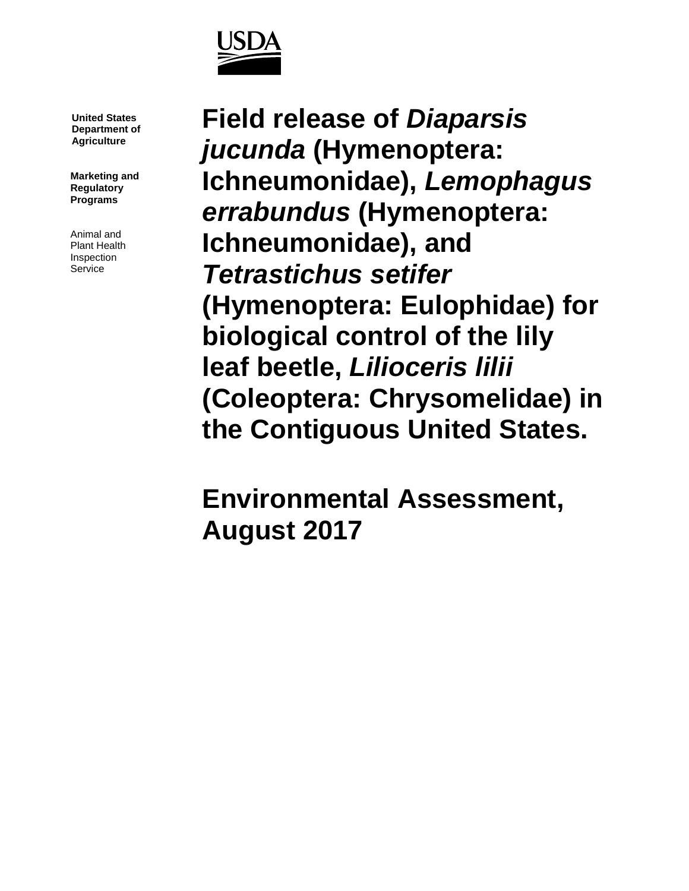USDA

United States Department of Agriculture

Marketing and Regulatory Programs

Animal and Plant Health Inspection Service

# Field release of *Diaparsis jucunda* (Hymenoptera: Ichneumonidae), *Lemophagus errabundus* (Hymenoptera: Ichneumonidae), and *Tetrastichus setifer* (Hymenoptera: Eulophidae) for biological control of the lily leaf beetle, *Lilioceris lilii* (Coleoptera: Chrysomelidae) in the Contiguous United States.

## Environmental Assessment, August 2017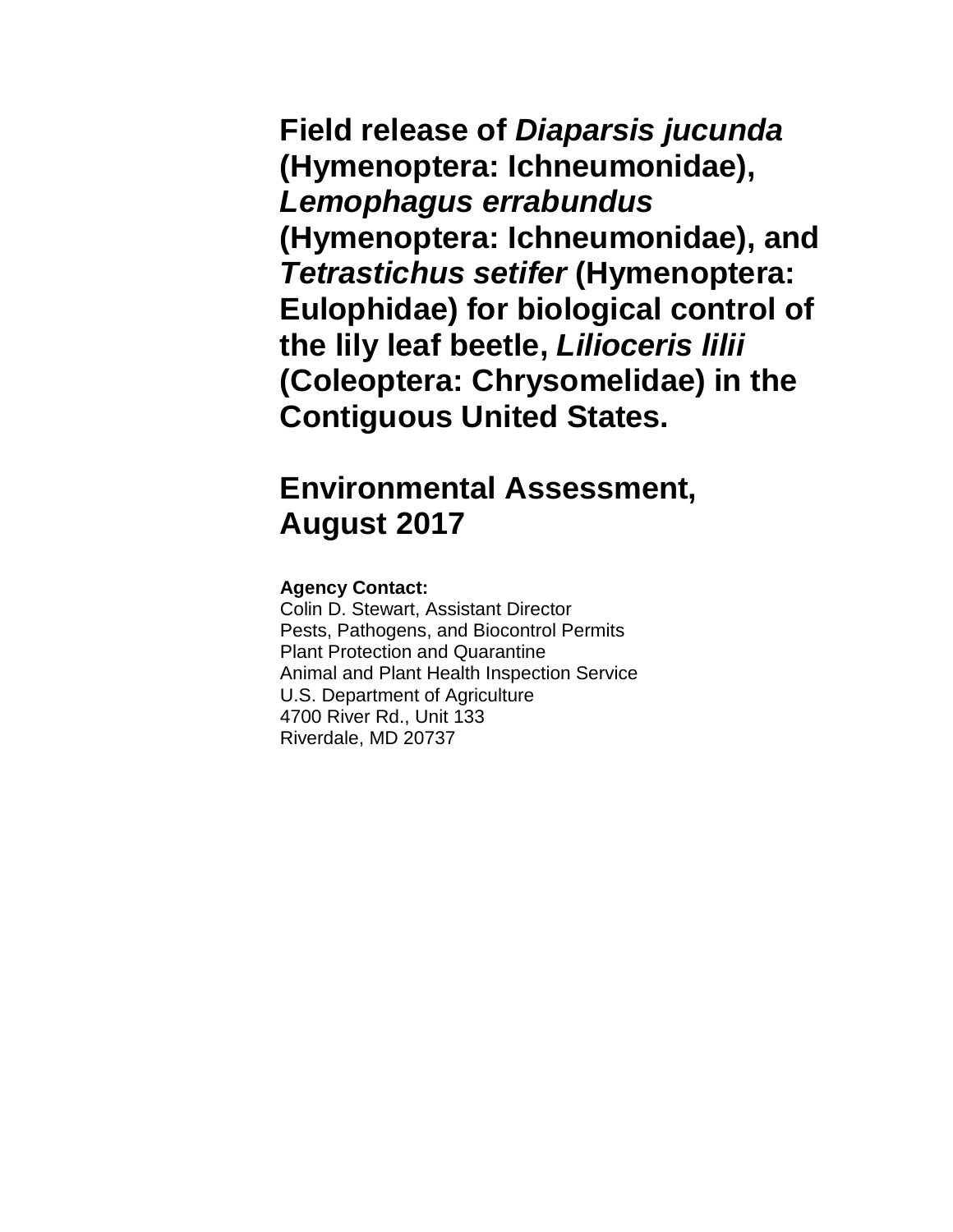# Field release of *Diaparsis jucunda* (Hymenoptera: Ichneumonidae), *Lemophagus errabundus* (Hymenoptera: Ichneumonidae), and *Tetrastichus setifer* (Hymenoptera: Eulophidae) for biological control of the lily leaf beetle, *Lilioceris lilii* (Coleoptera: Chrysomelidae) in the Contiguous United States.

# Environmental Assessment, August 2017

**Agency Contact:**
Colin D. Stewart, Assistant Director
Pests, Pathogens, and Biocontrol Permits
Plant Protection and Quarantine
Animal and Plant Health Inspection Service
U.S. Department of Agriculture
4700 River Rd., Unit 133
Riverdale, MD 20737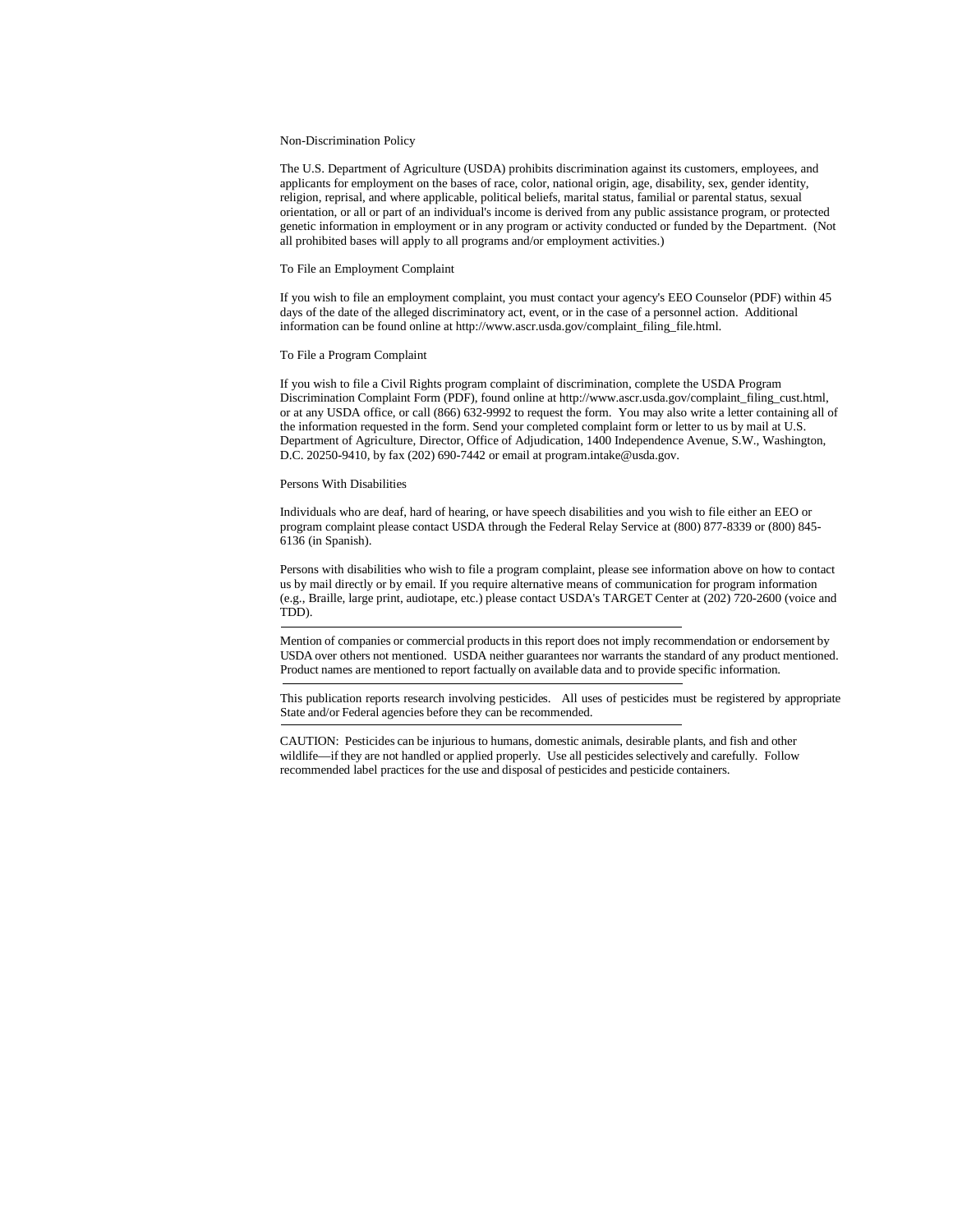## Non-Discrimination Policy

The U.S. Department of Agriculture (USDA) prohibits discrimination against its customers, employees, and applicants for employment on the bases of race, color, national origin, age, disability, sex, gender identity, religion, reprisal, and where applicable, political beliefs, marital status, familial or parental status, sexual orientation, or all or part of an individual's income is derived from any public assistance program, or protected genetic information in employment or in any program or activity conducted or funded by the Department. (Not all prohibited bases will apply to all programs and/or employment activities.)

## To File an Employment Complaint

If you wish to file an employment complaint, you must contact your agency's EEO Counselor (PDF) within 45 days of the date of the alleged discriminatory act, event, or in the case of a personnel action. Additional information can be found online at http://www.ascr.usda.gov/complaint_filing_file.html.

## To File a Program Complaint

If you wish to file a Civil Rights program complaint of discrimination, complete the USDA Program Discrimination Complaint Form (PDF), found online at http://www.ascr.usda.gov/complaint_filing_cust.html, or at any USDA office, or call (866) 632-9992 to request the form. You may also write a letter containing all of the information requested in the form. Send your completed complaint form or letter to us by mail at U.S. Department of Agriculture, Director, Office of Adjudication, 1400 Independence Avenue, S.W., Washington, D.C. 20250-9410, by fax (202) 690-7442 or email at program.intake@usda.gov.

## Persons With Disabilities

Individuals who are deaf, hard of hearing, or have speech disabilities and you wish to file either an EEO or program complaint please contact USDA through the Federal Relay Service at (800) 877-8339 or (800) 845-6136 (in Spanish).

Persons with disabilities who wish to file a program complaint, please see information above on how to contact us by mail directly or by email. If you require alternative means of communication for program information (e.g., Braille, large print, audiotape, etc.) please contact USDA's TARGET Center at (202) 720-2600 (voice and TDD).

---

Mention of companies or commercial products in this report does not imply recommendation or endorsement by USDA over others not mentioned. USDA neither guarantees nor warrants the standard of any product mentioned. Product names are mentioned to report factually on available data and to provide specific information.

---

This publication reports research involving pesticides. All uses of pesticides must be registered by appropriate State and/or Federal agencies before they can be recommended.

---

CAUTION: Pesticides can be injurious to humans, domestic animals, desirable plants, and fish and other wildlife—if they are not handled or applied properly. Use all pesticides selectively and carefully. Follow recommended label practices for the use and disposal of pesticides and pesticide containers.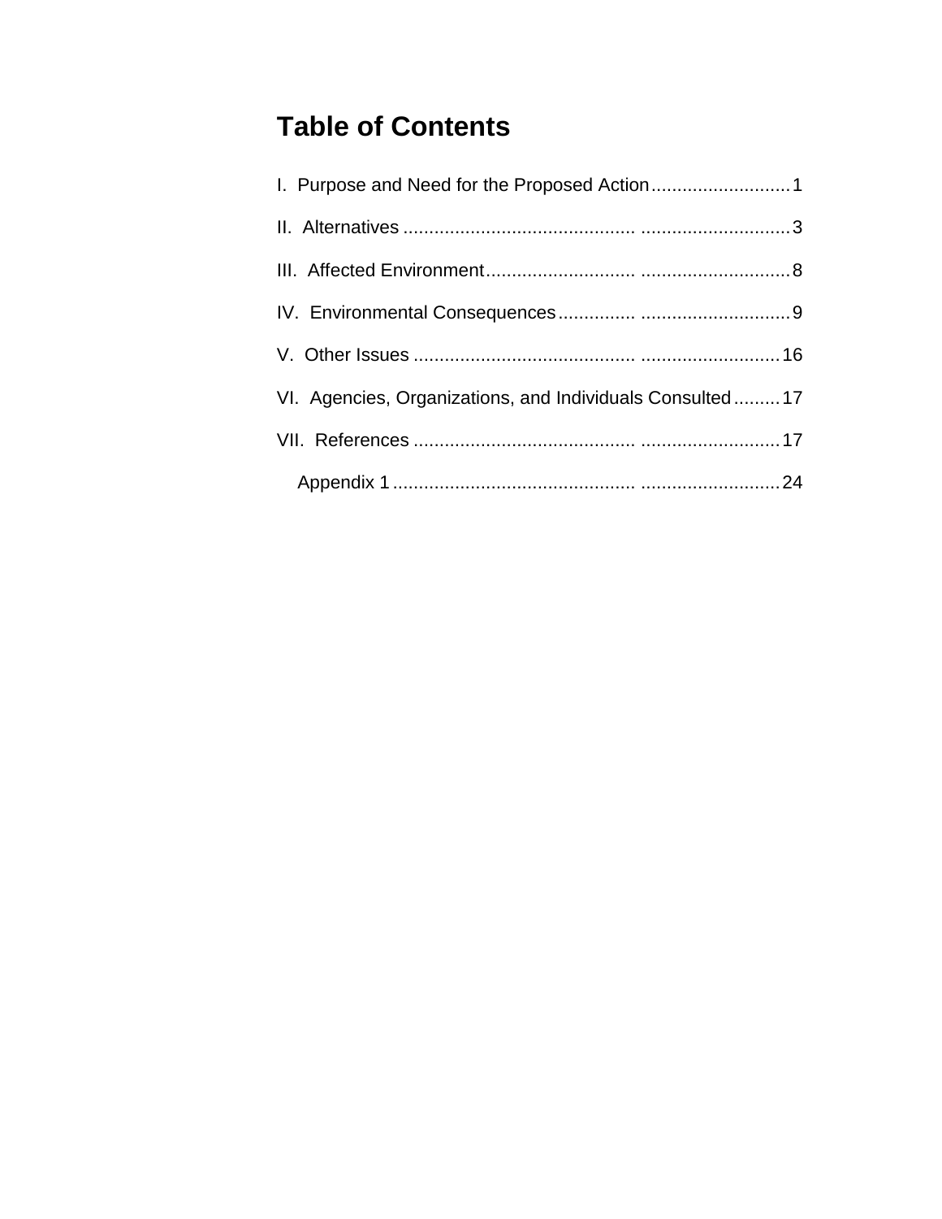# Table of Contents

I. Purpose and Need for the Proposed Action ........................... 1

II. Alternatives ........................................................................ 3

III. Affected Environment ......................................................... 8

IV. Environmental Consequences .............................................. 9

V. Other Issues ......................................................................... 16

VI. Agencies, Organizations, and Individuals Consulted ......... 17

VII. References ........................................................................ 17

Appendix 1 .............................................................................. 24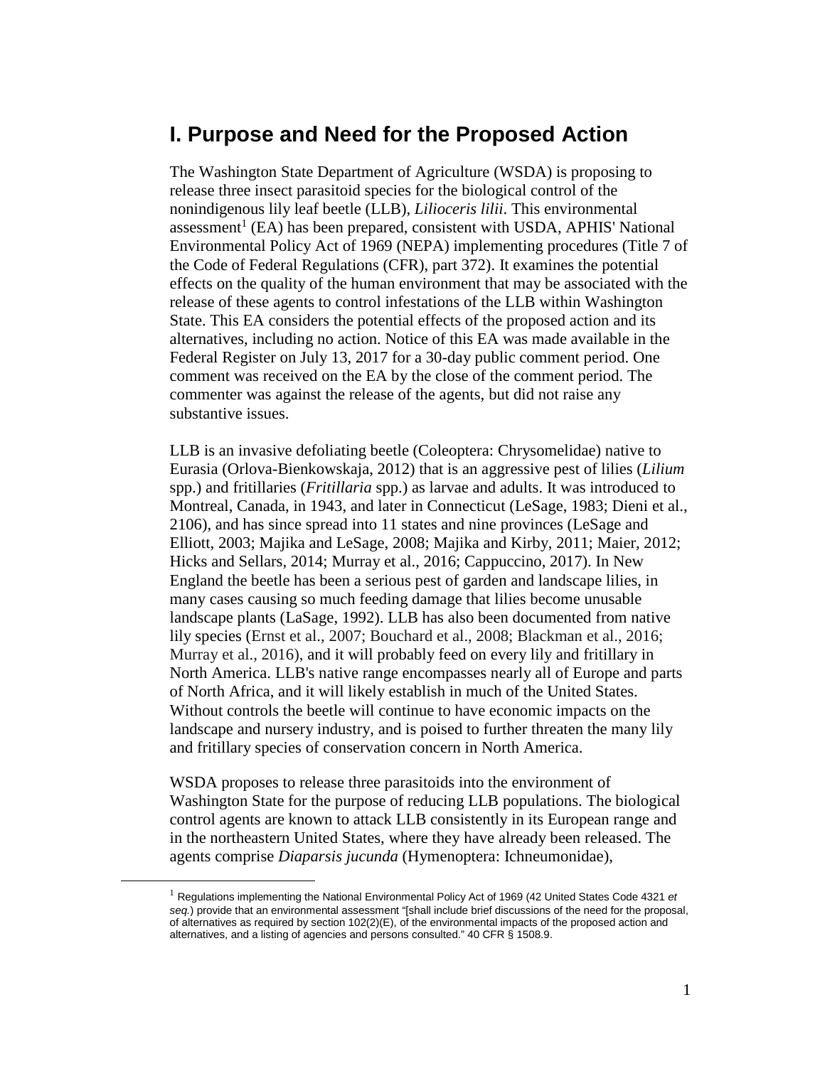# I. Purpose and Need for the Proposed Action

The Washington State Department of Agriculture (WSDA) is proposing to release three insect parasitoid species for the biological control of the nonindigenous lily leaf beetle (LLB), *Lilioceris lilii*. This environmental assessment[1] (EA) has been prepared, consistent with USDA, APHIS' National Environmental Policy Act of 1969 (NEPA) implementing procedures (Title 7 of the Code of Federal Regulations (CFR), part 372). It examines the potential effects on the quality of the human environment that may be associated with the release of these agents to control infestations of the LLB within Washington State. This EA considers the potential effects of the proposed action and its alternatives, including no action. Notice of this EA was made available in the Federal Register on July 13, 2017 for a 30-day public comment period. One comment was received on the EA by the close of the comment period. The commenter was against the release of the agents, but did not raise any substantive issues.

LLB is an invasive defoliating beetle (Coleoptera: Chrysomelidae) native to Eurasia (Orlova-Bienkowskaja, 2012) that is an aggressive pest of lilies (*Lilium* spp.) and fritillaries (*Fritillaria* spp.) as larvae and adults. It was introduced to Montreal, Canada, in 1943, and later in Connecticut (LeSage, 1983; Dieni et al., 2106), and has since spread into 11 states and nine provinces (LeSage and Elliott, 2003; Majika and LeSage, 2008; Majika and Kirby, 2011; Maier, 2012; Hicks and Sellars, 2014; Murray et al., 2016; Cappuccino, 2017). In New England the beetle has been a serious pest of garden and landscape lilies, in many cases causing so much feeding damage that lilies become unusable landscape plants (LaSage, 1992). LLB has also been documented from native lily species (Ernst et al., 2007; Bouchard et al., 2008; Blackman et al., 2016; Murray et al., 2016), and it will probably feed on every lily and fritillary in North America. LLB's native range encompasses nearly all of Europe and parts of North Africa, and it will likely establish in much of the United States. Without controls the beetle will continue to have economic impacts on the landscape and nursery industry, and is poised to further threaten the many lily and fritillary species of conservation concern in North America.

WSDA proposes to release three parasitoids into the environment of Washington State for the purpose of reducing LLB populations. The biological control agents are known to attack LLB consistently in its European range and in the northeastern United States, where they have already been released. The agents comprise *Diaparsis jucunda* (Hymenoptera: Ichneumonidae),

[1] Regulations implementing the National Environmental Policy Act of 1969 (42 United States Code 4321 *et seq.*) provide that an environmental assessment "[shall include brief discussions of the need for the proposal, of alternatives as required by section 102(2)(E), of the environmental impacts of the proposed action and alternatives, and a listing of agencies and persons consulted." 40 CFR § 1508.9.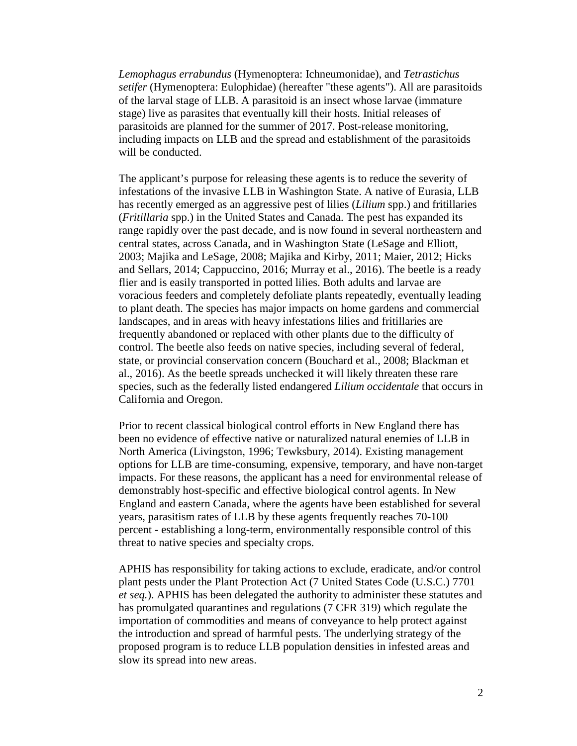*Lemophagus errabundus* (Hymenoptera: Ichneumonidae), and *Tetrastichus setifer* (Hymenoptera: Eulophidae) (hereafter "these agents"). All are parasitoids of the larval stage of LLB. A parasitoid is an insect whose larvae (immature stage) live as parasites that eventually kill their hosts. Initial releases of parasitoids are planned for the summer of 2017. Post-release monitoring, including impacts on LLB and the spread and establishment of the parasitoids will be conducted.

The applicant's purpose for releasing these agents is to reduce the severity of infestations of the invasive LLB in Washington State. A native of Eurasia, LLB has recently emerged as an aggressive pest of lilies (*Lilium* spp.) and fritillaries (*Fritillaria* spp.) in the United States and Canada. The pest has expanded its range rapidly over the past decade, and is now found in several northeastern and central states, across Canada, and in Washington State (LeSage and Elliott, 2003; Majika and LeSage, 2008; Majika and Kirby, 2011; Maier, 2012; Hicks and Sellars, 2014; Cappuccino, 2016; Murray et al., 2016). The beetle is a ready flier and is easily transported in potted lilies. Both adults and larvae are voracious feeders and completely defoliate plants repeatedly, eventually leading to plant death. The species has major impacts on home gardens and commercial landscapes, and in areas with heavy infestations lilies and fritillaries are frequently abandoned or replaced with other plants due to the difficulty of control. The beetle also feeds on native species, including several of federal, state, or provincial conservation concern (Bouchard et al., 2008; Blackman et al., 2016). As the beetle spreads unchecked it will likely threaten these rare species, such as the federally listed endangered *Lilium occidentale* that occurs in California and Oregon.

Prior to recent classical biological control efforts in New England there has been no evidence of effective native or naturalized natural enemies of LLB in North America (Livingston, 1996; Tewksbury, 2014). Existing management options for LLB are time-consuming, expensive, temporary, and have non-target impacts. For these reasons, the applicant has a need for environmental release of demonstrably host-specific and effective biological control agents. In New England and eastern Canada, where the agents have been established for several years, parasitism rates of LLB by these agents frequently reaches 70-100 percent - establishing a long-term, environmentally responsible control of this threat to native species and specialty crops.

APHIS has responsibility for taking actions to exclude, eradicate, and/or control plant pests under the Plant Protection Act (7 United States Code (U.S.C.) 7701 *et seq.*). APHIS has been delegated the authority to administer these statutes and has promulgated quarantines and regulations (7 CFR 319) which regulate the importation of commodities and means of conveyance to help protect against the introduction and spread of harmful pests. The underlying strategy of the proposed program is to reduce LLB population densities in infested areas and slow its spread into new areas.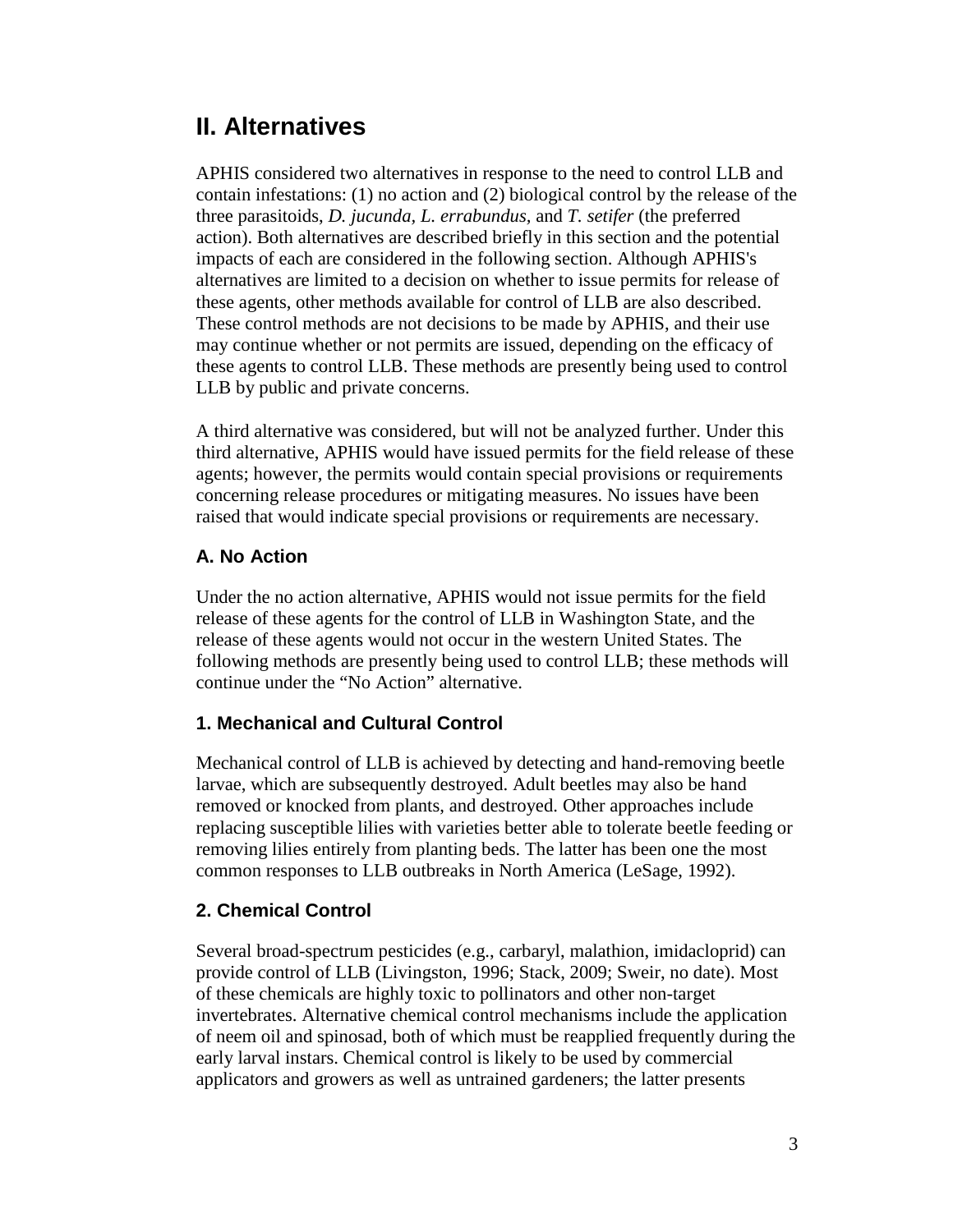## II. Alternatives

APHIS considered two alternatives in response to the need to control LLB and contain infestations: (1) no action and (2) biological control by the release of the three parasitoids, *D. jucunda, L. errabundus,* and *T. setifer* (the preferred action). Both alternatives are described briefly in this section and the potential impacts of each are considered in the following section. Although APHIS's alternatives are limited to a decision on whether to issue permits for release of these agents, other methods available for control of LLB are also described. These control methods are not decisions to be made by APHIS, and their use may continue whether or not permits are issued, depending on the efficacy of these agents to control LLB. These methods are presently being used to control LLB by public and private concerns.

A third alternative was considered, but will not be analyzed further. Under this third alternative, APHIS would have issued permits for the field release of these agents; however, the permits would contain special provisions or requirements concerning release procedures or mitigating measures. No issues have been raised that would indicate special provisions or requirements are necessary.

### A. No Action

Under the no action alternative, APHIS would not issue permits for the field release of these agents for the control of LLB in Washington State, and the release of these agents would not occur in the western United States. The following methods are presently being used to control LLB; these methods will continue under the "No Action" alternative.

### 1. Mechanical and Cultural Control

Mechanical control of LLB is achieved by detecting and hand-removing beetle larvae, which are subsequently destroyed. Adult beetles may also be hand removed or knocked from plants, and destroyed. Other approaches include replacing susceptible lilies with varieties better able to tolerate beetle feeding or removing lilies entirely from planting beds. The latter has been one the most common responses to LLB outbreaks in North America (LeSage, 1992).

### 2. Chemical Control

Several broad-spectrum pesticides (e.g., carbaryl, malathion, imidacloprid) can provide control of LLB (Livingston, 1996; Stack, 2009; Sweir, no date). Most of these chemicals are highly toxic to pollinators and other non-target invertebrates. Alternative chemical control mechanisms include the application of neem oil and spinosad, both of which must be reapplied frequently during the early larval instars. Chemical control is likely to be used by commercial applicators and growers as well as untrained gardeners; the latter presents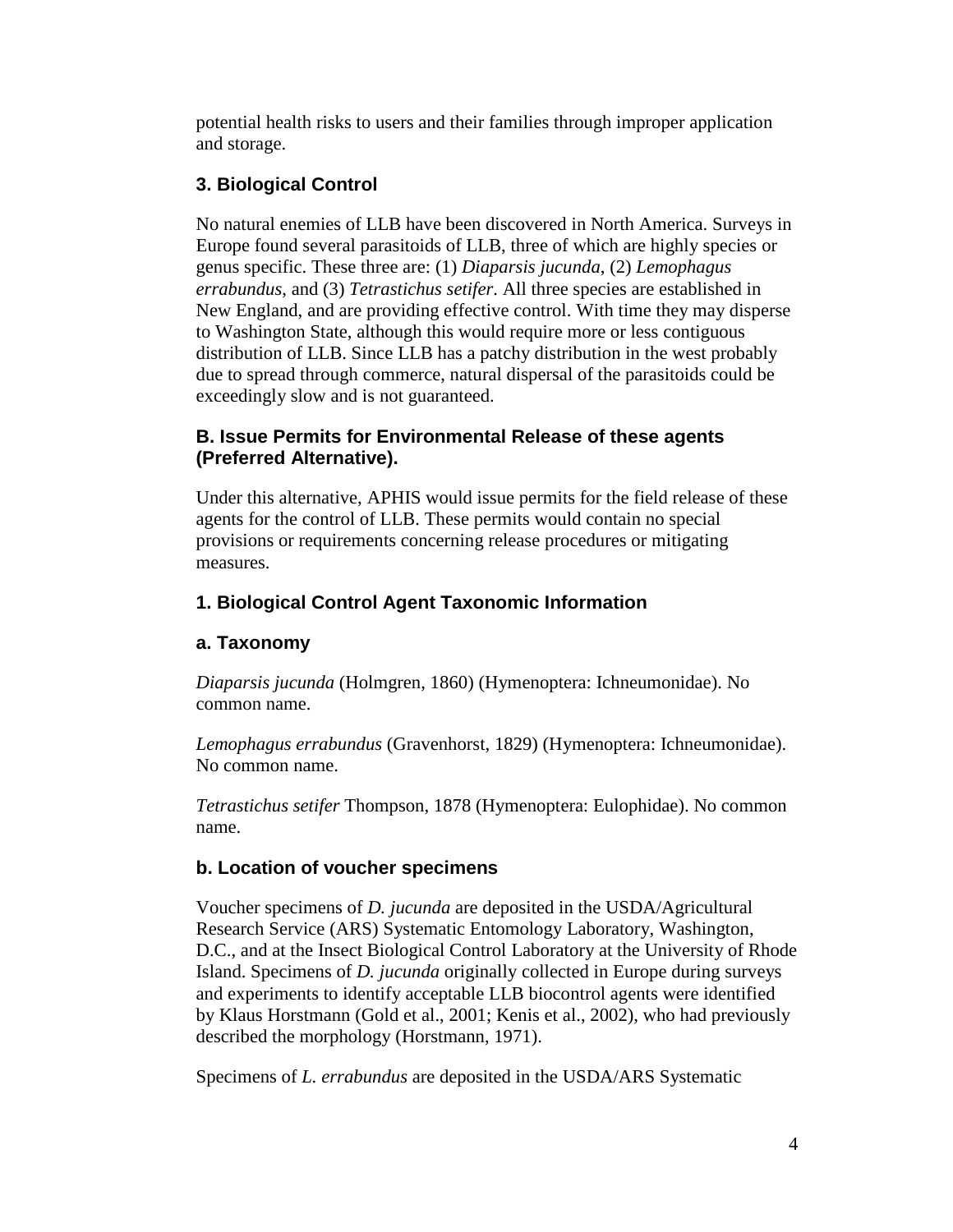potential health risks to users and their families through improper application and storage.

### 3. Biological Control

No natural enemies of LLB have been discovered in North America. Surveys in Europe found several parasitoids of LLB, three of which are highly species or genus specific. These three are: (1) *Diaparsis jucunda*, (2) *Lemophagus errabundus*, and (3) *Tetrastichus setifer*. All three species are established in New England, and are providing effective control. With time they may disperse to Washington State, although this would require more or less contiguous distribution of LLB. Since LLB has a patchy distribution in the west probably due to spread through commerce, natural dispersal of the parasitoids could be exceedingly slow and is not guaranteed.

## B. Issue Permits for Environmental Release of these agents (Preferred Alternative).

Under this alternative, APHIS would issue permits for the field release of these agents for the control of LLB. These permits would contain no special provisions or requirements concerning release procedures or mitigating measures.

### 1. Biological Control Agent Taxonomic Information

#### a. Taxonomy

*Diaparsis jucunda* (Holmgren, 1860) (Hymenoptera: Ichneumonidae). No common name.

*Lemophagus errabundus* (Gravenhorst, 1829) (Hymenoptera: Ichneumonidae). No common name.

*Tetrastichus setifer* Thompson, 1878 (Hymenoptera: Eulophidae). No common name.

#### b. Location of voucher specimens

Voucher specimens of *D. jucunda* are deposited in the USDA/Agricultural Research Service (ARS) Systematic Entomology Laboratory, Washington, D.C., and at the Insect Biological Control Laboratory at the University of Rhode Island. Specimens of *D. jucunda* originally collected in Europe during surveys and experiments to identify acceptable LLB biocontrol agents were identified by Klaus Horstmann (Gold et al., 2001; Kenis et al., 2002), who had previously described the morphology (Horstmann, 1971).

Specimens of *L. errabundus* are deposited in the USDA/ARS Systematic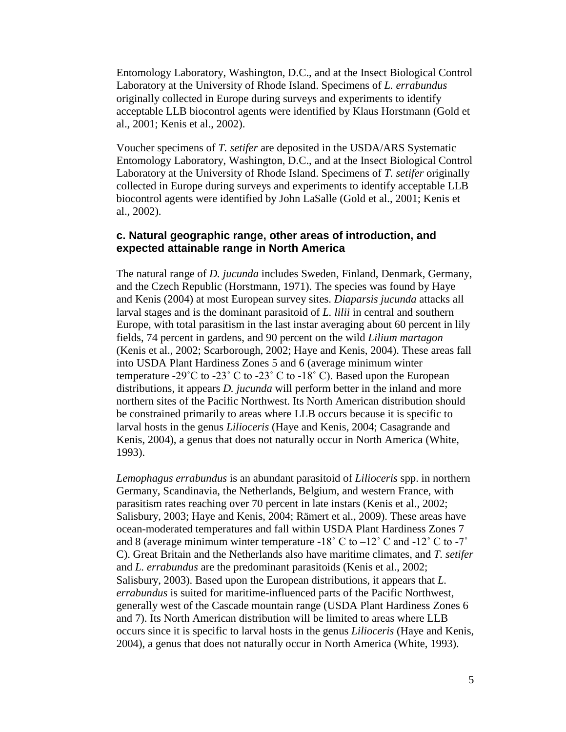Entomology Laboratory, Washington, D.C., and at the Insect Biological Control Laboratory at the University of Rhode Island. Specimens of *L. errabundus* originally collected in Europe during surveys and experiments to identify acceptable LLB biocontrol agents were identified by Klaus Horstmann (Gold et al., 2001; Kenis et al., 2002).

Voucher specimens of *T. setifer* are deposited in the USDA/ARS Systematic Entomology Laboratory, Washington, D.C., and at the Insect Biological Control Laboratory at the University of Rhode Island. Specimens of *T. setifer* originally collected in Europe during surveys and experiments to identify acceptable LLB biocontrol agents were identified by John LaSalle (Gold et al., 2001; Kenis et al., 2002).

### c. Natural geographic range, other areas of introduction, and expected attainable range in North America

The natural range of *D. jucunda* includes Sweden, Finland, Denmark, Germany, and the Czech Republic (Horstmann, 1971). The species was found by Haye and Kenis (2004) at most European survey sites. *Diaparsis jucunda* attacks all larval stages and is the dominant parasitoid of *L. lilii* in central and southern Europe, with total parasitism in the last instar averaging about 60 percent in lily fields, 74 percent in gardens, and 90 percent on the wild *Lilium martagon* (Kenis et al., 2002; Scarborough, 2002; Haye and Kenis, 2004). These areas fall into USDA Plant Hardiness Zones 5 and 6 (average minimum winter temperature -29˚C to -23˚ C to -23˚ C to -18˚ C). Based upon the European distributions, it appears *D. jucunda* will perform better in the inland and more northern sites of the Pacific Northwest. Its North American distribution should be constrained primarily to areas where LLB occurs because it is specific to larval hosts in the genus *Lilioceris* (Haye and Kenis, 2004; Casagrande and Kenis, 2004), a genus that does not naturally occur in North America (White, 1993).

*Lemophagus errabundus* is an abundant parasitoid of *Lilioceris* spp. in northern Germany, Scandinavia, the Netherlands, Belgium, and western France, with parasitism rates reaching over 70 percent in late instars (Kenis et al., 2002; Salisbury, 2003; Haye and Kenis, 2004; Rämert et al., 2009). These areas have ocean-moderated temperatures and fall within USDA Plant Hardiness Zones 7 and 8 (average minimum winter temperature -18˚ C to –12˚ C and -12˚ C to -7˚ C). Great Britain and the Netherlands also have maritime climates, and *T. setifer* and *L. errabundus* are the predominant parasitoids (Kenis et al., 2002; Salisbury, 2003). Based upon the European distributions, it appears that *L. errabundus* is suited for maritime-influenced parts of the Pacific Northwest, generally west of the Cascade mountain range (USDA Plant Hardiness Zones 6 and 7). Its North American distribution will be limited to areas where LLB occurs since it is specific to larval hosts in the genus *Lilioceris* (Haye and Kenis, 2004), a genus that does not naturally occur in North America (White, 1993).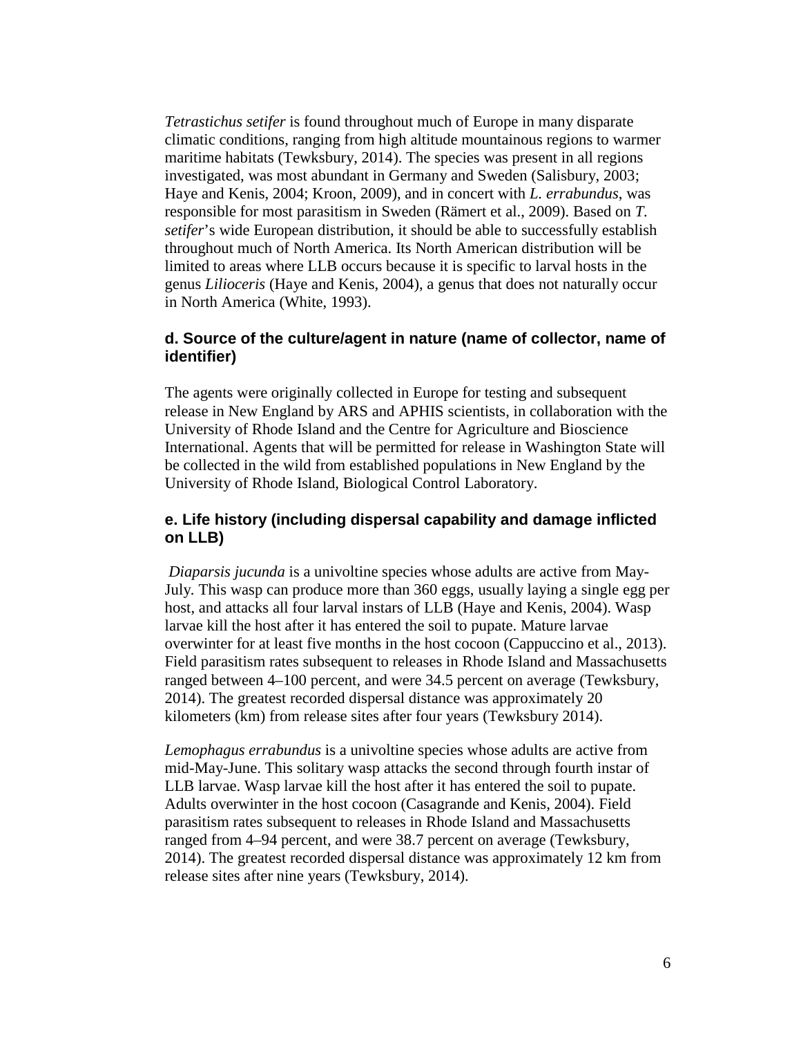*Tetrastichus setifer* is found throughout much of Europe in many disparate climatic conditions, ranging from high altitude mountainous regions to warmer maritime habitats (Tewksbury, 2014). The species was present in all regions investigated, was most abundant in Germany and Sweden (Salisbury, 2003; Haye and Kenis, 2004; Kroon, 2009), and in concert with *L. errabundus*, was responsible for most parasitism in Sweden (Rämert et al., 2009). Based on *T. setifer*'s wide European distribution, it should be able to successfully establish throughout much of North America. Its North American distribution will be limited to areas where LLB occurs because it is specific to larval hosts in the genus *Lilioceris* (Haye and Kenis, 2004), a genus that does not naturally occur in North America (White, 1993).

### d. Source of the culture/agent in nature (name of collector, name of identifier)

The agents were originally collected in Europe for testing and subsequent release in New England by ARS and APHIS scientists, in collaboration with the University of Rhode Island and the Centre for Agriculture and Bioscience International. Agents that will be permitted for release in Washington State will be collected in the wild from established populations in New England by the University of Rhode Island, Biological Control Laboratory.

### e. Life history (including dispersal capability and damage inflicted on LLB)

*Diaparsis jucunda* is a univoltine species whose adults are active from May-July. This wasp can produce more than 360 eggs, usually laying a single egg per host, and attacks all four larval instars of LLB (Haye and Kenis, 2004). Wasp larvae kill the host after it has entered the soil to pupate. Mature larvae overwinter for at least five months in the host cocoon (Cappuccino et al., 2013). Field parasitism rates subsequent to releases in Rhode Island and Massachusetts ranged between 4–100 percent, and were 34.5 percent on average (Tewksbury, 2014). The greatest recorded dispersal distance was approximately 20 kilometers (km) from release sites after four years (Tewksbury 2014).

*Lemophagus errabundus* is a univoltine species whose adults are active from mid-May-June. This solitary wasp attacks the second through fourth instar of LLB larvae. Wasp larvae kill the host after it has entered the soil to pupate. Adults overwinter in the host cocoon (Casagrande and Kenis, 2004). Field parasitism rates subsequent to releases in Rhode Island and Massachusetts ranged from 4–94 percent, and were 38.7 percent on average (Tewksbury, 2014). The greatest recorded dispersal distance was approximately 12 km from release sites after nine years (Tewksbury, 2014).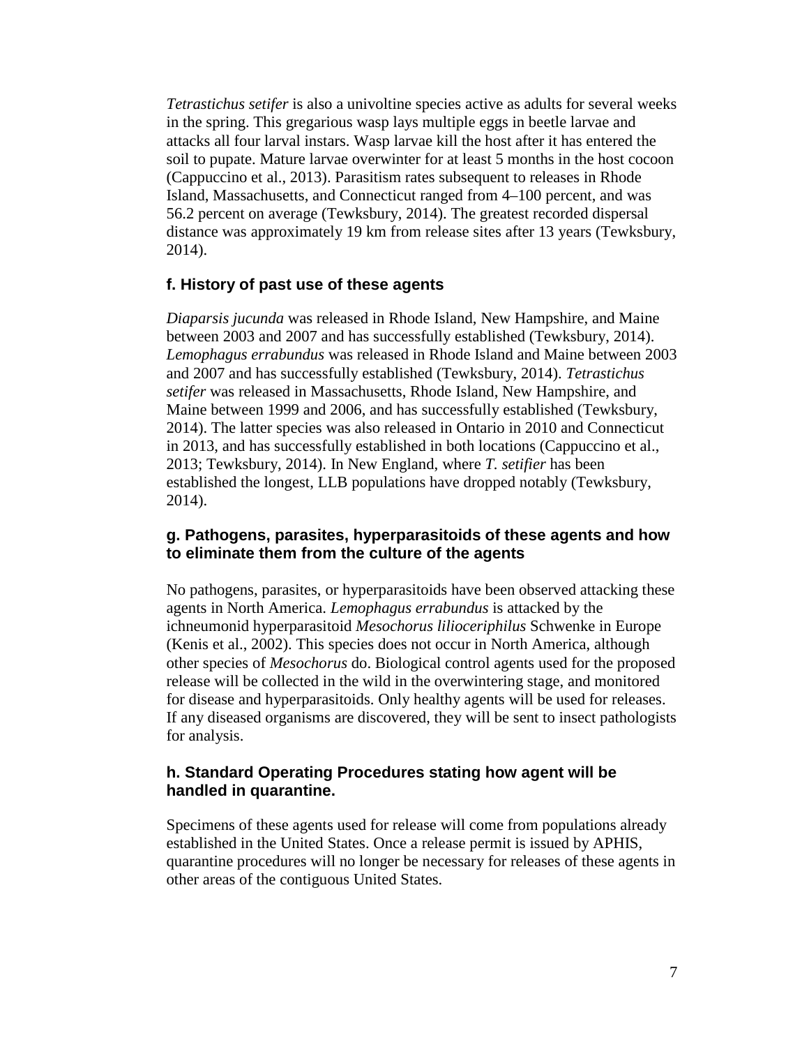*Tetrastichus setifer* is also a univoltine species active as adults for several weeks in the spring. This gregarious wasp lays multiple eggs in beetle larvae and attacks all four larval instars. Wasp larvae kill the host after it has entered the soil to pupate. Mature larvae overwinter for at least 5 months in the host cocoon (Cappuccino et al., 2013). Parasitism rates subsequent to releases in Rhode Island, Massachusetts, and Connecticut ranged from 4–100 percent, and was 56.2 percent on average (Tewksbury, 2014). The greatest recorded dispersal distance was approximately 19 km from release sites after 13 years (Tewksbury, 2014).

### f. History of past use of these agents

*Diaparsis jucunda* was released in Rhode Island, New Hampshire, and Maine between 2003 and 2007 and has successfully established (Tewksbury, 2014). *Lemophagus errabundus* was released in Rhode Island and Maine between 2003 and 2007 and has successfully established (Tewksbury, 2014). *Tetrastichus setifer* was released in Massachusetts, Rhode Island, New Hampshire, and Maine between 1999 and 2006, and has successfully established (Tewksbury, 2014). The latter species was also released in Ontario in 2010 and Connecticut in 2013, and has successfully established in both locations (Cappuccino et al., 2013; Tewksbury, 2014). In New England, where *T. setifier* has been established the longest, LLB populations have dropped notably (Tewksbury, 2014).

### g. Pathogens, parasites, hyperparasitoids of these agents and how to eliminate them from the culture of the agents

No pathogens, parasites, or hyperparasitoids have been observed attacking these agents in North America. *Lemophagus errabundus* is attacked by the ichneumonid hyperparasitoid *Mesochorus lilioceriphilus* Schwenke in Europe (Kenis et al., 2002). This species does not occur in North America, although other species of *Mesochorus* do. Biological control agents used for the proposed release will be collected in the wild in the overwintering stage, and monitored for disease and hyperparasitoids. Only healthy agents will be used for releases. If any diseased organisms are discovered, they will be sent to insect pathologists for analysis.

### h. Standard Operating Procedures stating how agent will be handled in quarantine.

Specimens of these agents used for release will come from populations already established in the United States. Once a release permit is issued by APHIS, quarantine procedures will no longer be necessary for releases of these agents in other areas of the contiguous United States.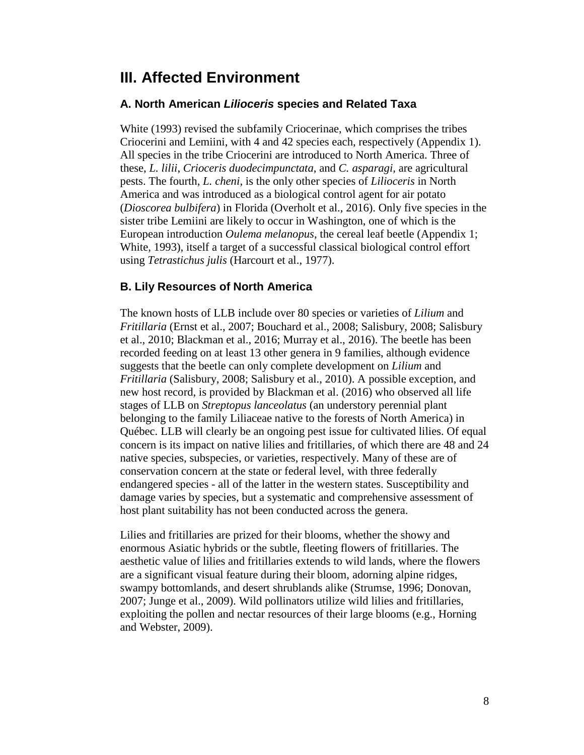# III. Affected Environment

## A. North American *Lilioceris* species and Related Taxa

White (1993) revised the subfamily Criocerinae, which comprises the tribes Criocerini and Lemiini, with 4 and 42 species each, respectively (Appendix 1). All species in the tribe Criocerini are introduced to North America. Three of these, *L. lilii*, *Crioceris duodecimpunctata*, and *C. asparagi*, are agricultural pests. The fourth, *L. cheni*, is the only other species of *Lilioceris* in North America and was introduced as a biological control agent for air potato (*Dioscorea bulbifera*) in Florida (Overholt et al., 2016). Only five species in the sister tribe Lemiini are likely to occur in Washington, one of which is the European introduction *Oulema melanopus*, the cereal leaf beetle (Appendix 1; White, 1993), itself a target of a successful classical biological control effort using *Tetrastichus julis* (Harcourt et al., 1977).

## B. Lily Resources of North America

The known hosts of LLB include over 80 species or varieties of *Lilium* and *Fritillaria* (Ernst et al., 2007; Bouchard et al., 2008; Salisbury, 2008; Salisbury et al., 2010; Blackman et al., 2016; Murray et al., 2016). The beetle has been recorded feeding on at least 13 other genera in 9 families, although evidence suggests that the beetle can only complete development on *Lilium* and *Fritillaria* (Salisbury, 2008; Salisbury et al., 2010). A possible exception, and new host record, is provided by Blackman et al. (2016) who observed all life stages of LLB on *Streptopus lanceolatus* (an understory perennial plant belonging to the family Liliaceae native to the forests of North America) in Québec. LLB will clearly be an ongoing pest issue for cultivated lilies. Of equal concern is its impact on native lilies and fritillaries, of which there are 48 and 24 native species, subspecies, or varieties, respectively. Many of these are of conservation concern at the state or federal level, with three federally endangered species - all of the latter in the western states. Susceptibility and damage varies by species, but a systematic and comprehensive assessment of host plant suitability has not been conducted across the genera.

Lilies and fritillaries are prized for their blooms, whether the showy and enormous Asiatic hybrids or the subtle, fleeting flowers of fritillaries. The aesthetic value of lilies and fritillaries extends to wild lands, where the flowers are a significant visual feature during their bloom, adorning alpine ridges, swampy bottomlands, and desert shrublands alike (Strumse, 1996; Donovan, 2007; Junge et al., 2009). Wild pollinators utilize wild lilies and fritillaries, exploiting the pollen and nectar resources of their large blooms (e.g., Horning and Webster, 2009).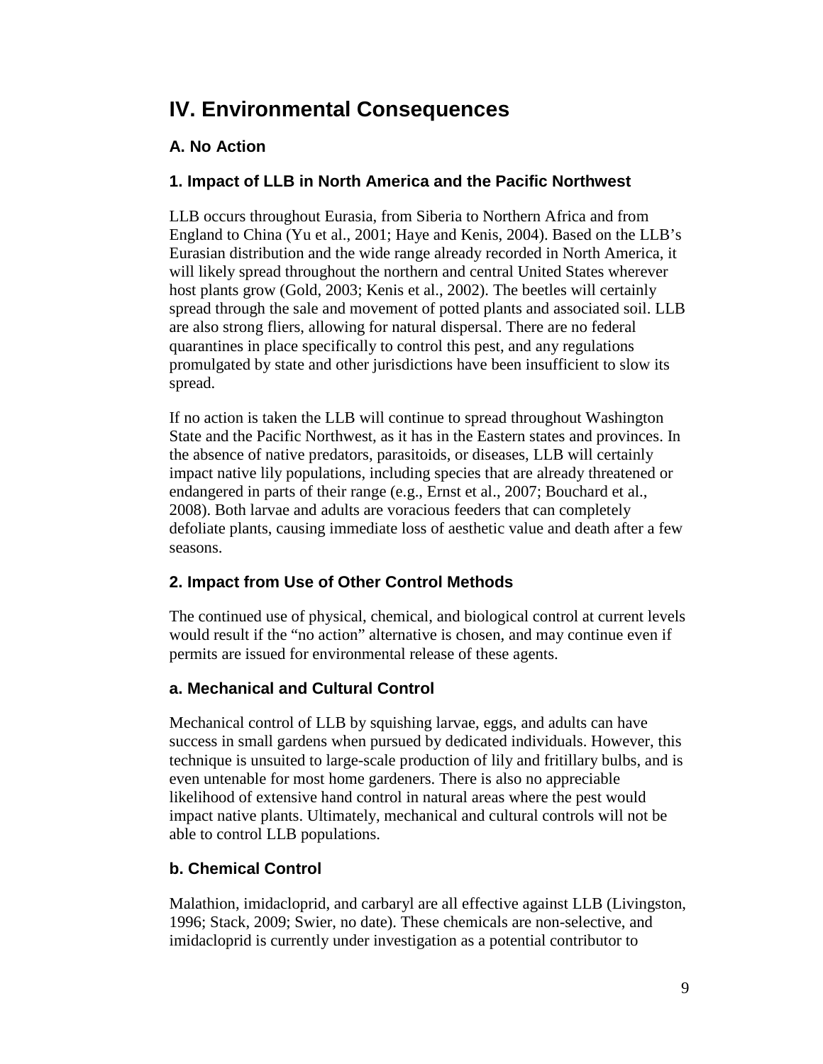# IV. Environmental Consequences

## A. No Action

### 1. Impact of LLB in North America and the Pacific Northwest

LLB occurs throughout Eurasia, from Siberia to Northern Africa and from England to China (Yu et al., 2001; Haye and Kenis, 2004). Based on the LLB's Eurasian distribution and the wide range already recorded in North America, it will likely spread throughout the northern and central United States wherever host plants grow (Gold, 2003; Kenis et al., 2002). The beetles will certainly spread through the sale and movement of potted plants and associated soil. LLB are also strong fliers, allowing for natural dispersal. There are no federal quarantines in place specifically to control this pest, and any regulations promulgated by state and other jurisdictions have been insufficient to slow its spread.

If no action is taken the LLB will continue to spread throughout Washington State and the Pacific Northwest, as it has in the Eastern states and provinces. In the absence of native predators, parasitoids, or diseases, LLB will certainly impact native lily populations, including species that are already threatened or endangered in parts of their range (e.g., Ernst et al., 2007; Bouchard et al., 2008). Both larvae and adults are voracious feeders that can completely defoliate plants, causing immediate loss of aesthetic value and death after a few seasons.

### 2. Impact from Use of Other Control Methods

The continued use of physical, chemical, and biological control at current levels would result if the "no action" alternative is chosen, and may continue even if permits are issued for environmental release of these agents.

#### a. Mechanical and Cultural Control

Mechanical control of LLB by squishing larvae, eggs, and adults can have success in small gardens when pursued by dedicated individuals. However, this technique is unsuited to large-scale production of lily and fritillary bulbs, and is even untenable for most home gardeners. There is also no appreciable likelihood of extensive hand control in natural areas where the pest would impact native plants. Ultimately, mechanical and cultural controls will not be able to control LLB populations.

#### b. Chemical Control

Malathion, imidacloprid, and carbaryl are all effective against LLB (Livingston, 1996; Stack, 2009; Swier, no date). These chemicals are non-selective, and imidacloprid is currently under investigation as a potential contributor to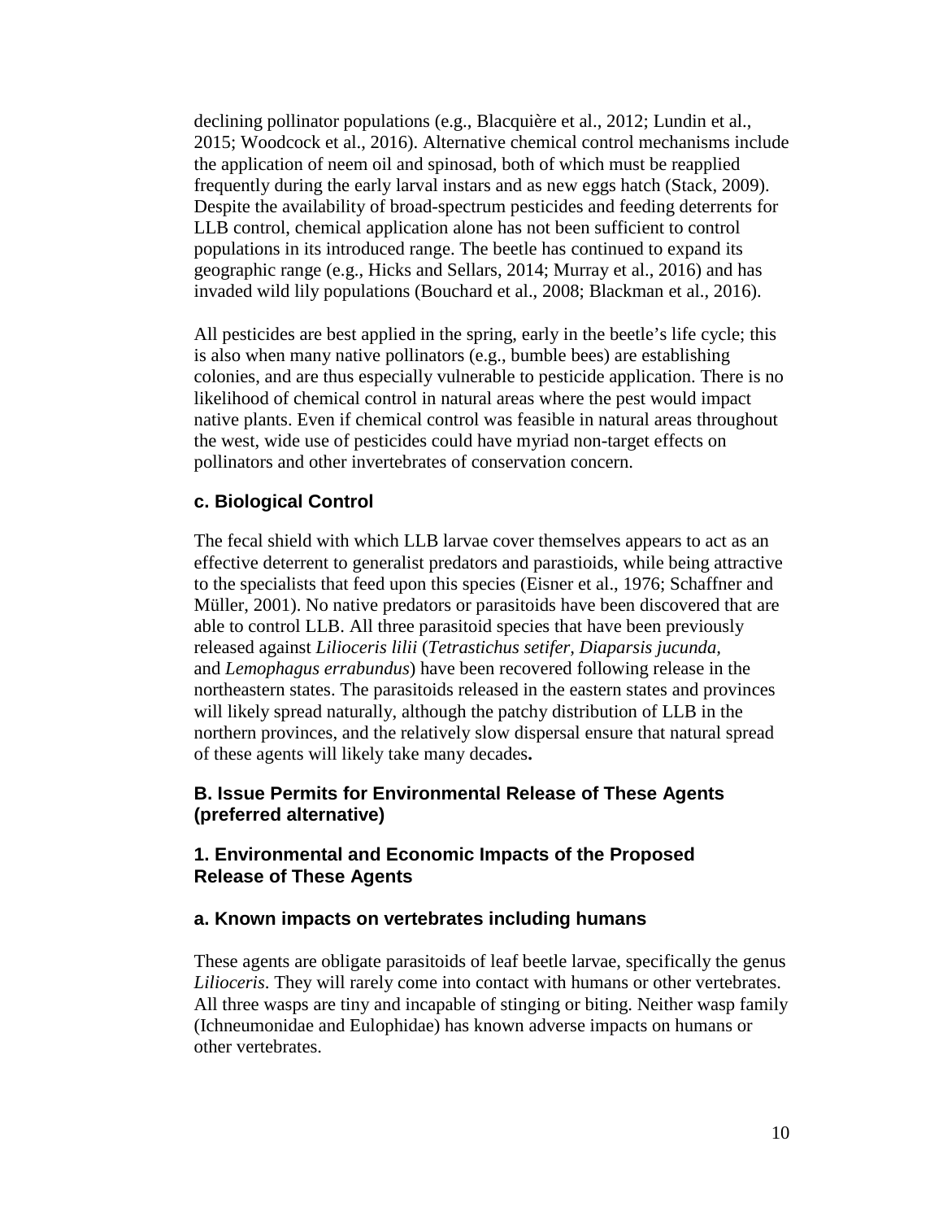declining pollinator populations (e.g., Blacquière et al., 2012; Lundin et al., 2015; Woodcock et al., 2016). Alternative chemical control mechanisms include the application of neem oil and spinosad, both of which must be reapplied frequently during the early larval instars and as new eggs hatch (Stack, 2009). Despite the availability of broad-spectrum pesticides and feeding deterrents for LLB control, chemical application alone has not been sufficient to control populations in its introduced range. The beetle has continued to expand its geographic range (e.g., Hicks and Sellars, 2014; Murray et al., 2016) and has invaded wild lily populations (Bouchard et al., 2008; Blackman et al., 2016).

All pesticides are best applied in the spring, early in the beetle's life cycle; this is also when many native pollinators (e.g., bumble bees) are establishing colonies, and are thus especially vulnerable to pesticide application. There is no likelihood of chemical control in natural areas where the pest would impact native plants. Even if chemical control was feasible in natural areas throughout the west, wide use of pesticides could have myriad non-target effects on pollinators and other invertebrates of conservation concern.

### c. Biological Control

The fecal shield with which LLB larvae cover themselves appears to act as an effective deterrent to generalist predators and parastioids, while being attractive to the specialists that feed upon this species (Eisner et al., 1976; Schaffner and Müller, 2001). No native predators or parasitoids have been discovered that are able to control LLB. All three parasitoid species that have been previously released against *Lilioceris lilii* (*Tetrastichus setifer, Diaparsis jucunda,* and *Lemophagus errabundus*) have been recovered following release in the northeastern states. The parasitoids released in the eastern states and provinces will likely spread naturally, although the patchy distribution of LLB in the northern provinces, and the relatively slow dispersal ensure that natural spread of these agents will likely take many decades**.**

## B. Issue Permits for Environmental Release of These Agents (preferred alternative)

### 1. Environmental and Economic Impacts of the Proposed Release of These Agents

### a. Known impacts on vertebrates including humans

These agents are obligate parasitoids of leaf beetle larvae, specifically the genus *Lilioceris*. They will rarely come into contact with humans or other vertebrates. All three wasps are tiny and incapable of stinging or biting. Neither wasp family (Ichneumonidae and Eulophidae) has known adverse impacts on humans or other vertebrates.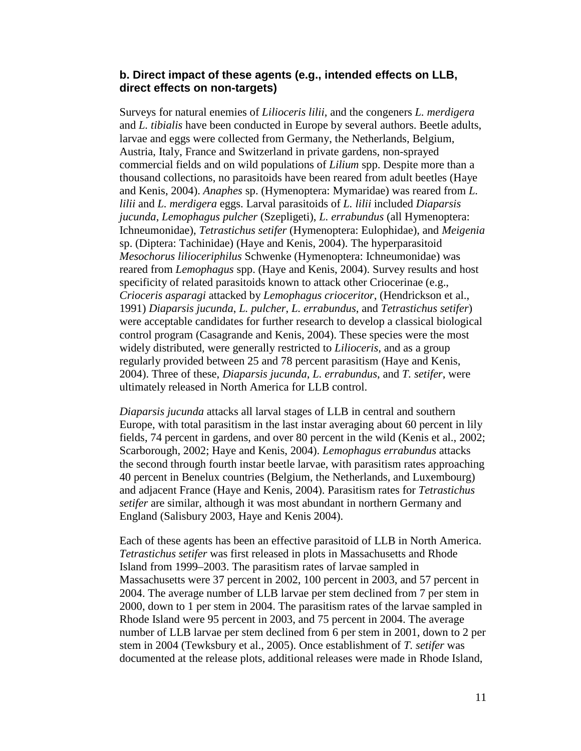### b. Direct impact of these agents (e.g., intended effects on LLB, direct effects on non-targets)

Surveys for natural enemies of *Lilioceris lilii*, and the congeners *L. merdigera* and *L. tibialis* have been conducted in Europe by several authors. Beetle adults, larvae and eggs were collected from Germany, the Netherlands, Belgium, Austria, Italy, France and Switzerland in private gardens, non-sprayed commercial fields and on wild populations of *Lilium* spp. Despite more than a thousand collections, no parasitoids have been reared from adult beetles (Haye and Kenis, 2004). *Anaphes* sp. (Hymenoptera: Mymaridae) was reared from *L. lilii* and *L. merdigera* eggs. Larval parasitoids of *L. lilii* included *Diaparsis jucunda*, *Lemophagus pulcher* (Szepligeti), *L. errabundus* (all Hymenoptera: Ichneumonidae), *Tetrastichus setifer* (Hymenoptera: Eulophidae), and *Meigenia* sp. (Diptera: Tachinidae) (Haye and Kenis, 2004). The hyperparasitoid *Mesochorus lilioceriphilus* Schwenke (Hymenoptera: Ichneumonidae) was reared from *Lemophagus* spp. (Haye and Kenis, 2004). Survey results and host specificity of related parasitoids known to attack other Criocerinae (e.g., *Crioceris asparagi* attacked by *Lemophagus crioceritor*, (Hendrickson et al., 1991) *Diaparsis jucunda*, *L. pulcher*, *L. errabundus*, and *Tetrastichus setifer*) were acceptable candidates for further research to develop a classical biological control program (Casagrande and Kenis, 2004). These species were the most widely distributed, were generally restricted to *Lilioceris*, and as a group regularly provided between 25 and 78 percent parasitism (Haye and Kenis, 2004). Three of these, *Diaparsis jucunda*, *L. errabundus*, and *T. setifer*, were ultimately released in North America for LLB control.

*Diaparsis jucunda* attacks all larval stages of LLB in central and southern Europe, with total parasitism in the last instar averaging about 60 percent in lily fields, 74 percent in gardens, and over 80 percent in the wild (Kenis et al., 2002; Scarborough, 2002; Haye and Kenis, 2004). *Lemophagus errabundus* attacks the second through fourth instar beetle larvae, with parasitism rates approaching 40 percent in Benelux countries (Belgium, the Netherlands, and Luxembourg) and adjacent France (Haye and Kenis, 2004). Parasitism rates for *Tetrastichus setifer* are similar, although it was most abundant in northern Germany and England (Salisbury 2003, Haye and Kenis 2004).

Each of these agents has been an effective parasitoid of LLB in North America. *Tetrastichus setifer* was first released in plots in Massachusetts and Rhode Island from 1999–2003. The parasitism rates of larvae sampled in Massachusetts were 37 percent in 2002, 100 percent in 2003, and 57 percent in 2004. The average number of LLB larvae per stem declined from 7 per stem in 2000, down to 1 per stem in 2004. The parasitism rates of the larvae sampled in Rhode Island were 95 percent in 2003, and 75 percent in 2004. The average number of LLB larvae per stem declined from 6 per stem in 2001, down to 2 per stem in 2004 (Tewksbury et al., 2005). Once establishment of *T. setifer* was documented at the release plots, additional releases were made in Rhode Island,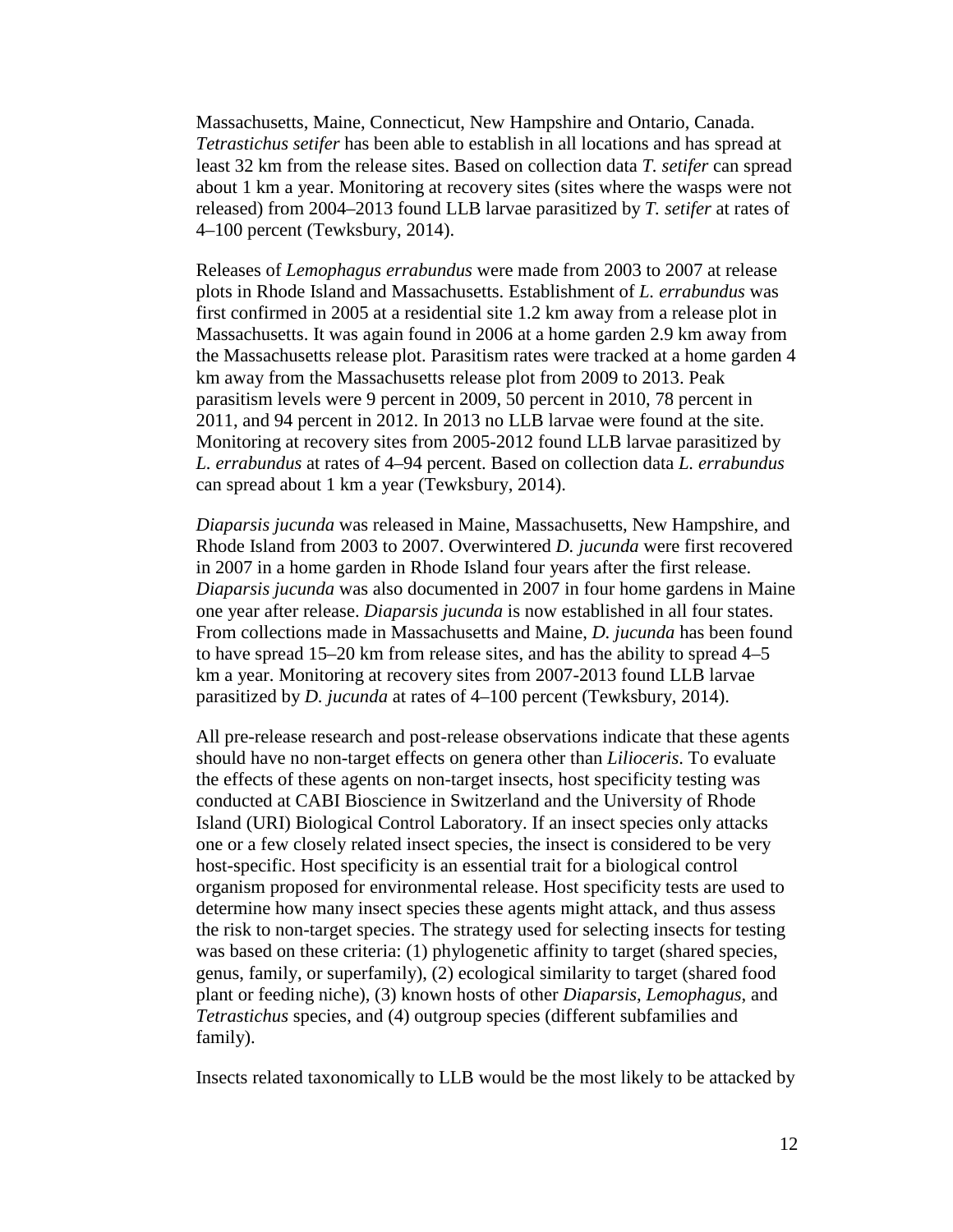Massachusetts, Maine, Connecticut, New Hampshire and Ontario, Canada. *Tetrastichus setifer* has been able to establish in all locations and has spread at least 32 km from the release sites. Based on collection data *T. setifer* can spread about 1 km a year. Monitoring at recovery sites (sites where the wasps were not released) from 2004–2013 found LLB larvae parasitized by *T. setifer* at rates of 4–100 percent (Tewksbury, 2014).

Releases of *Lemophagus errabundus* were made from 2003 to 2007 at release plots in Rhode Island and Massachusetts. Establishment of *L. errabundus* was first confirmed in 2005 at a residential site 1.2 km away from a release plot in Massachusetts. It was again found in 2006 at a home garden 2.9 km away from the Massachusetts release plot. Parasitism rates were tracked at a home garden 4 km away from the Massachusetts release plot from 2009 to 2013. Peak parasitism levels were 9 percent in 2009, 50 percent in 2010, 78 percent in 2011, and 94 percent in 2012. In 2013 no LLB larvae were found at the site. Monitoring at recovery sites from 2005-2012 found LLB larvae parasitized by *L. errabundus* at rates of 4–94 percent. Based on collection data *L. errabundus* can spread about 1 km a year (Tewksbury, 2014).

*Diaparsis jucunda* was released in Maine, Massachusetts, New Hampshire, and Rhode Island from 2003 to 2007. Overwintered *D. jucunda* were first recovered in 2007 in a home garden in Rhode Island four years after the first release. *Diaparsis jucunda* was also documented in 2007 in four home gardens in Maine one year after release. *Diaparsis jucunda* is now established in all four states. From collections made in Massachusetts and Maine, *D. jucunda* has been found to have spread 15–20 km from release sites, and has the ability to spread 4–5 km a year. Monitoring at recovery sites from 2007-2013 found LLB larvae parasitized by *D. jucunda* at rates of 4–100 percent (Tewksbury, 2014).

All pre-release research and post-release observations indicate that these agents should have no non-target effects on genera other than *Lilioceris*. To evaluate the effects of these agents on non-target insects, host specificity testing was conducted at CABI Bioscience in Switzerland and the University of Rhode Island (URI) Biological Control Laboratory. If an insect species only attacks one or a few closely related insect species, the insect is considered to be very host-specific. Host specificity is an essential trait for a biological control organism proposed for environmental release. Host specificity tests are used to determine how many insect species these agents might attack, and thus assess the risk to non-target species. The strategy used for selecting insects for testing was based on these criteria: (1) phylogenetic affinity to target (shared species, genus, family, or superfamily), (2) ecological similarity to target (shared food plant or feeding niche), (3) known hosts of other *Diaparsis*, *Lemophagus*, and *Tetrastichus* species, and (4) outgroup species (different subfamilies and family).

Insects related taxonomically to LLB would be the most likely to be attacked by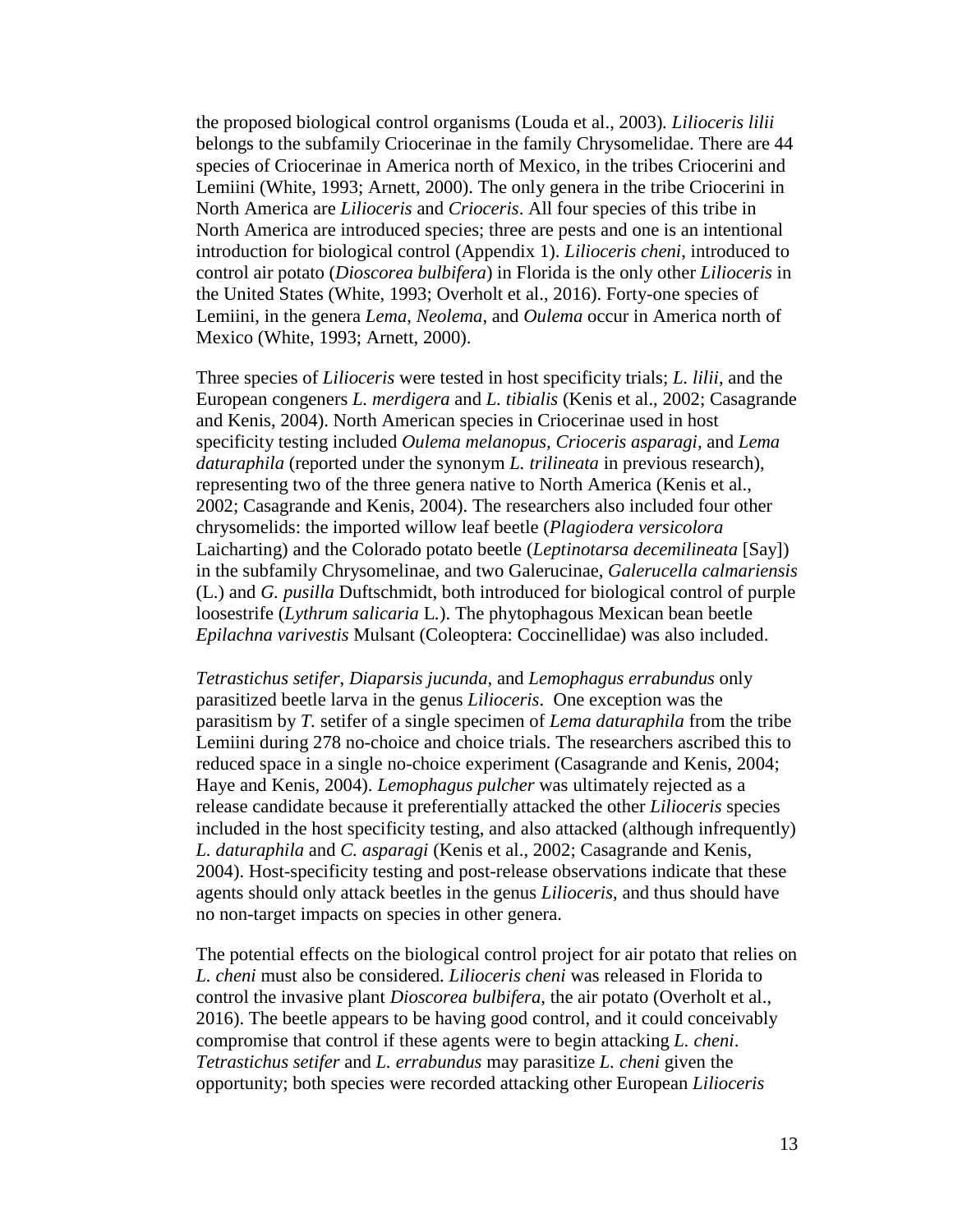the proposed biological control organisms (Louda et al., 2003). *Lilioceris lilii* belongs to the subfamily Criocerinae in the family Chrysomelidae. There are 44 species of Criocerinae in America north of Mexico, in the tribes Criocerini and Lemiini (White, 1993; Arnett, 2000). The only genera in the tribe Criocerini in North America are *Lilioceris* and *Crioceris*. All four species of this tribe in North America are introduced species; three are pests and one is an intentional introduction for biological control (Appendix 1). *Lilioceris cheni*, introduced to control air potato (*Dioscorea bulbifera*) in Florida is the only other *Lilioceris* in the United States (White, 1993; Overholt et al., 2016). Forty-one species of Lemiini, in the genera *Lema*, *Neolema*, and *Oulema* occur in America north of Mexico (White, 1993; Arnett, 2000).

Three species of *Lilioceris* were tested in host specificity trials; *L. lilii*, and the European congeners *L. merdigera* and *L. tibialis* (Kenis et al., 2002; Casagrande and Kenis, 2004). North American species in Criocerinae used in host specificity testing included *Oulema melanopus*, *Crioceris asparagi*, and *Lema daturaphila* (reported under the synonym *L. trilineata* in previous research), representing two of the three genera native to North America (Kenis et al., 2002; Casagrande and Kenis, 2004). The researchers also included four other chrysomelids: the imported willow leaf beetle (*Plagiodera versicolora* Laicharting) and the Colorado potato beetle (*Leptinotarsa decemilineata* [Say]) in the subfamily Chrysomelinae, and two Galerucinae, *Galerucella calmariensis* (L.) and *G. pusilla* Duftschmidt, both introduced for biological control of purple loosestrife (*Lythrum salicaria* L.). The phytophagous Mexican bean beetle *Epilachna varivestis* Mulsant (Coleoptera: Coccinellidae) was also included.

*Tetrastichus setifer*, *Diaparsis jucunda*, and *Lemophagus errabundus* only parasitized beetle larva in the genus *Lilioceris*. One exception was the parasitism by *T.* setifer of a single specimen of *Lema daturaphila* from the tribe Lemiini during 278 no-choice and choice trials. The researchers ascribed this to reduced space in a single no-choice experiment (Casagrande and Kenis, 2004; Haye and Kenis, 2004). *Lemophagus pulcher* was ultimately rejected as a release candidate because it preferentially attacked the other *Lilioceris* species included in the host specificity testing, and also attacked (although infrequently) *L. daturaphila* and *C. asparagi* (Kenis et al., 2002; Casagrande and Kenis, 2004). Host-specificity testing and post-release observations indicate that these agents should only attack beetles in the genus *Lilioceris*, and thus should have no non-target impacts on species in other genera.

The potential effects on the biological control project for air potato that relies on *L. cheni* must also be considered. *Lilioceris cheni* was released in Florida to control the invasive plant *Dioscorea bulbifera*, the air potato (Overholt et al., 2016). The beetle appears to be having good control, and it could conceivably compromise that control if these agents were to begin attacking *L. cheni*. *Tetrastichus setifer* and *L. errabundus* may parasitize *L. cheni* given the opportunity; both species were recorded attacking other European *Lilioceris*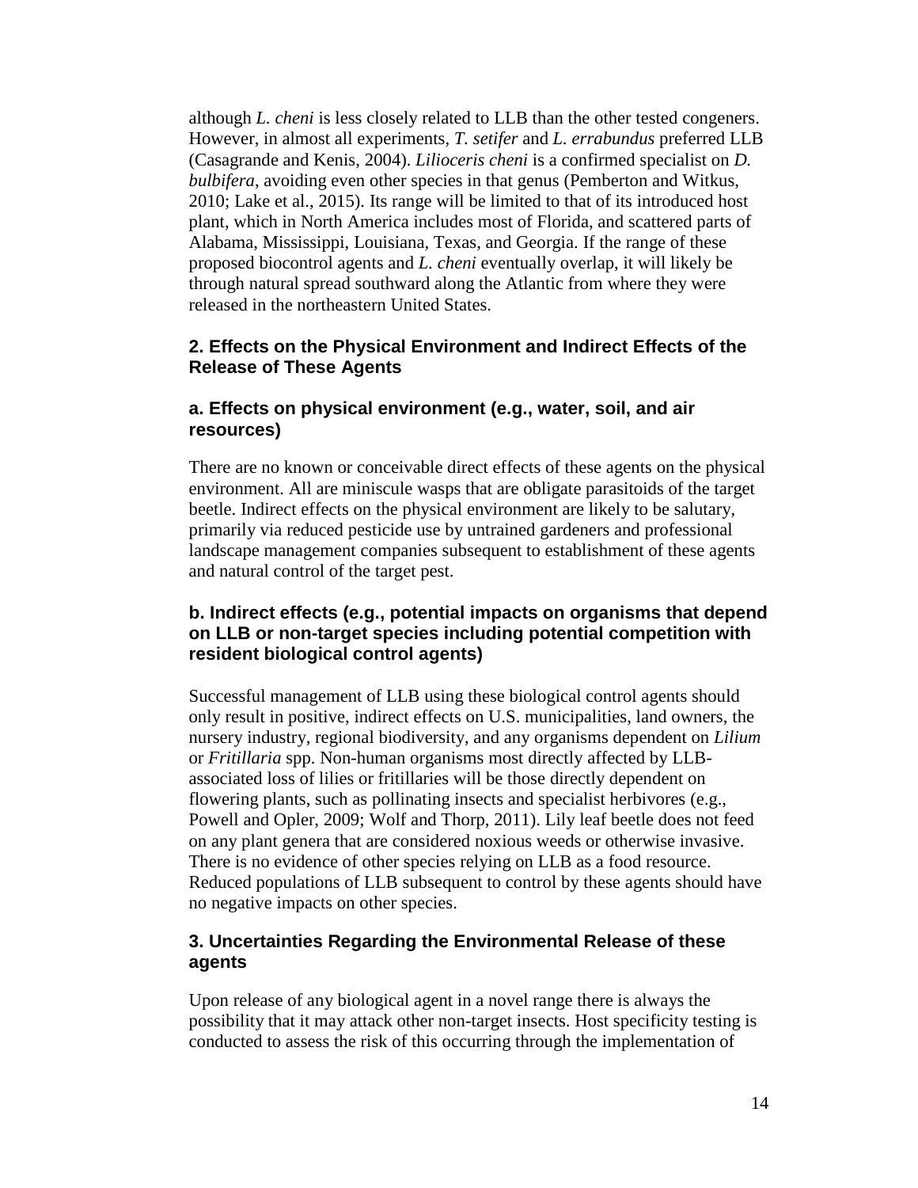although *L. cheni* is less closely related to LLB than the other tested congeners. However, in almost all experiments, *T. setifer* and *L. errabundus* preferred LLB (Casagrande and Kenis, 2004). *Lilioceris cheni* is a confirmed specialist on *D. bulbifera*, avoiding even other species in that genus (Pemberton and Witkus, 2010; Lake et al., 2015). Its range will be limited to that of its introduced host plant, which in North America includes most of Florida, and scattered parts of Alabama, Mississippi, Louisiana, Texas, and Georgia. If the range of these proposed biocontrol agents and *L. cheni* eventually overlap, it will likely be through natural spread southward along the Atlantic from where they were released in the northeastern United States.

### 2. Effects on the Physical Environment and Indirect Effects of the Release of These Agents

#### a. Effects on physical environment (e.g., water, soil, and air resources)

There are no known or conceivable direct effects of these agents on the physical environment. All are miniscule wasps that are obligate parasitoids of the target beetle. Indirect effects on the physical environment are likely to be salutary, primarily via reduced pesticide use by untrained gardeners and professional landscape management companies subsequent to establishment of these agents and natural control of the target pest.

#### b. Indirect effects (e.g., potential impacts on organisms that depend on LLB or non-target species including potential competition with resident biological control agents)

Successful management of LLB using these biological control agents should only result in positive, indirect effects on U.S. municipalities, land owners, the nursery industry, regional biodiversity, and any organisms dependent on *Lilium* or *Fritillaria* spp. Non-human organisms most directly affected by LLB-associated loss of lilies or fritillaries will be those directly dependent on flowering plants, such as pollinating insects and specialist herbivores (e.g., Powell and Opler, 2009; Wolf and Thorp, 2011). Lily leaf beetle does not feed on any plant genera that are considered noxious weeds or otherwise invasive. There is no evidence of other species relying on LLB as a food resource. Reduced populations of LLB subsequent to control by these agents should have no negative impacts on other species.

### 3. Uncertainties Regarding the Environmental Release of these agents

Upon release of any biological agent in a novel range there is always the possibility that it may attack other non-target insects. Host specificity testing is conducted to assess the risk of this occurring through the implementation of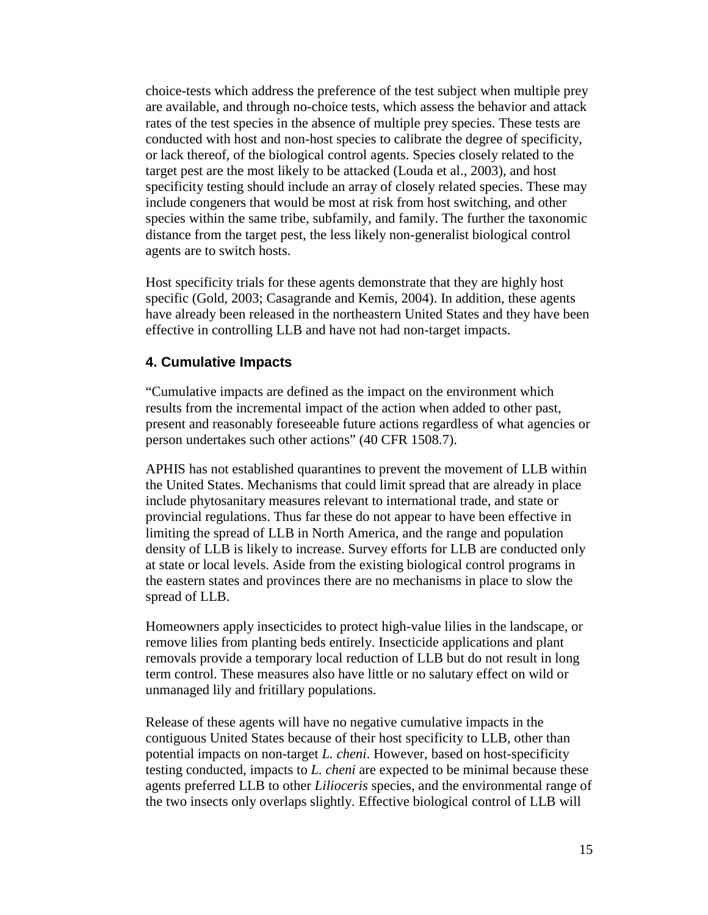choice-tests which address the preference of the test subject when multiple prey are available, and through no-choice tests, which assess the behavior and attack rates of the test species in the absence of multiple prey species. These tests are conducted with host and non-host species to calibrate the degree of specificity, or lack thereof, of the biological control agents. Species closely related to the target pest are the most likely to be attacked (Louda et al., 2003), and host specificity testing should include an array of closely related species. These may include congeners that would be most at risk from host switching, and other species within the same tribe, subfamily, and family. The further the taxonomic distance from the target pest, the less likely non-generalist biological control agents are to switch hosts.

Host specificity trials for these agents demonstrate that they are highly host specific (Gold, 2003; Casagrande and Kemis, 2004). In addition, these agents have already been released in the northeastern United States and they have been effective in controlling LLB and have not had non-target impacts.

### 4. Cumulative Impacts

"Cumulative impacts are defined as the impact on the environment which results from the incremental impact of the action when added to other past, present and reasonably foreseeable future actions regardless of what agencies or person undertakes such other actions" (40 CFR 1508.7).

APHIS has not established quarantines to prevent the movement of LLB within the United States. Mechanisms that could limit spread that are already in place include phytosanitary measures relevant to international trade, and state or provincial regulations. Thus far these do not appear to have been effective in limiting the spread of LLB in North America, and the range and population density of LLB is likely to increase. Survey efforts for LLB are conducted only at state or local levels. Aside from the existing biological control programs in the eastern states and provinces there are no mechanisms in place to slow the spread of LLB.

Homeowners apply insecticides to protect high-value lilies in the landscape, or remove lilies from planting beds entirely. Insecticide applications and plant removals provide a temporary local reduction of LLB but do not result in long term control. These measures also have little or no salutary effect on wild or unmanaged lily and fritillary populations.

Release of these agents will have no negative cumulative impacts in the contiguous United States because of their host specificity to LLB, other than potential impacts on non-target *L. cheni*. However, based on host-specificity testing conducted, impacts to *L. cheni* are expected to be minimal because these agents preferred LLB to other *Lilioceris* species, and the environmental range of the two insects only overlaps slightly. Effective biological control of LLB will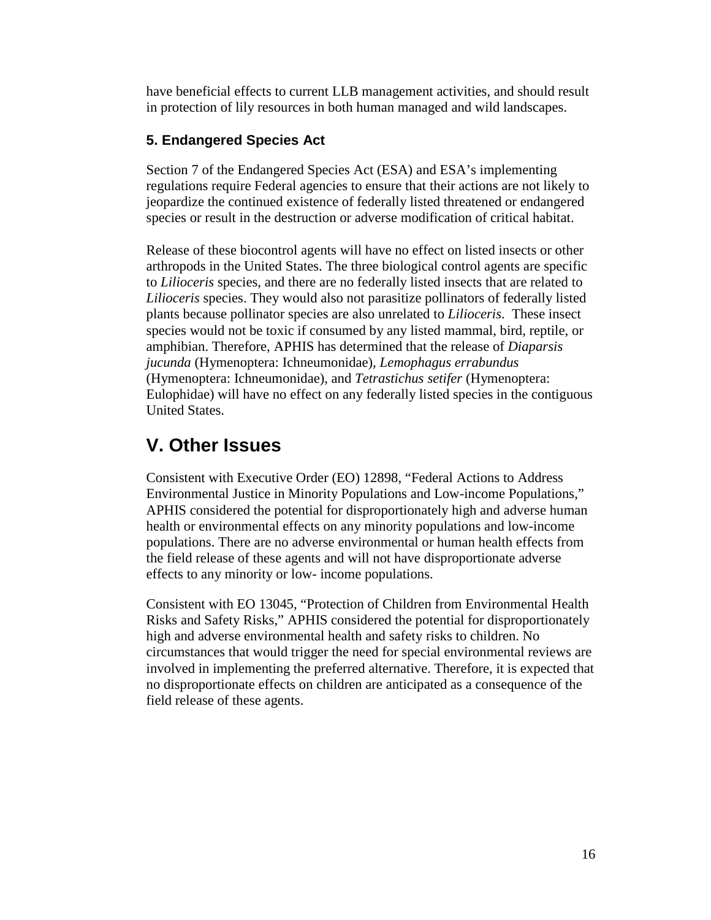have beneficial effects to current LLB management activities, and should result in protection of lily resources in both human managed and wild landscapes.

### 5. Endangered Species Act

Section 7 of the Endangered Species Act (ESA) and ESA's implementing regulations require Federal agencies to ensure that their actions are not likely to jeopardize the continued existence of federally listed threatened or endangered species or result in the destruction or adverse modification of critical habitat.

Release of these biocontrol agents will have no effect on listed insects or other arthropods in the United States. The three biological control agents are specific to *Lilioceris* species, and there are no federally listed insects that are related to *Lilioceris* species. They would also not parasitize pollinators of federally listed plants because pollinator species are also unrelated to *Lilioceris*. These insect species would not be toxic if consumed by any listed mammal, bird, reptile, or amphibian. Therefore, APHIS has determined that the release of *Diaparsis jucunda* (Hymenoptera: Ichneumonidae), *Lemophagus errabundus* (Hymenoptera: Ichneumonidae), and *Tetrastichus setifer* (Hymenoptera: Eulophidae) will have no effect on any federally listed species in the contiguous United States.

## V. Other Issues

Consistent with Executive Order (EO) 12898, "Federal Actions to Address Environmental Justice in Minority Populations and Low-income Populations," APHIS considered the potential for disproportionately high and adverse human health or environmental effects on any minority populations and low-income populations. There are no adverse environmental or human health effects from the field release of these agents and will not have disproportionate adverse effects to any minority or low- income populations.

Consistent with EO 13045, "Protection of Children from Environmental Health Risks and Safety Risks," APHIS considered the potential for disproportionately high and adverse environmental health and safety risks to children. No circumstances that would trigger the need for special environmental reviews are involved in implementing the preferred alternative. Therefore, it is expected that no disproportionate effects on children are anticipated as a consequence of the field release of these agents.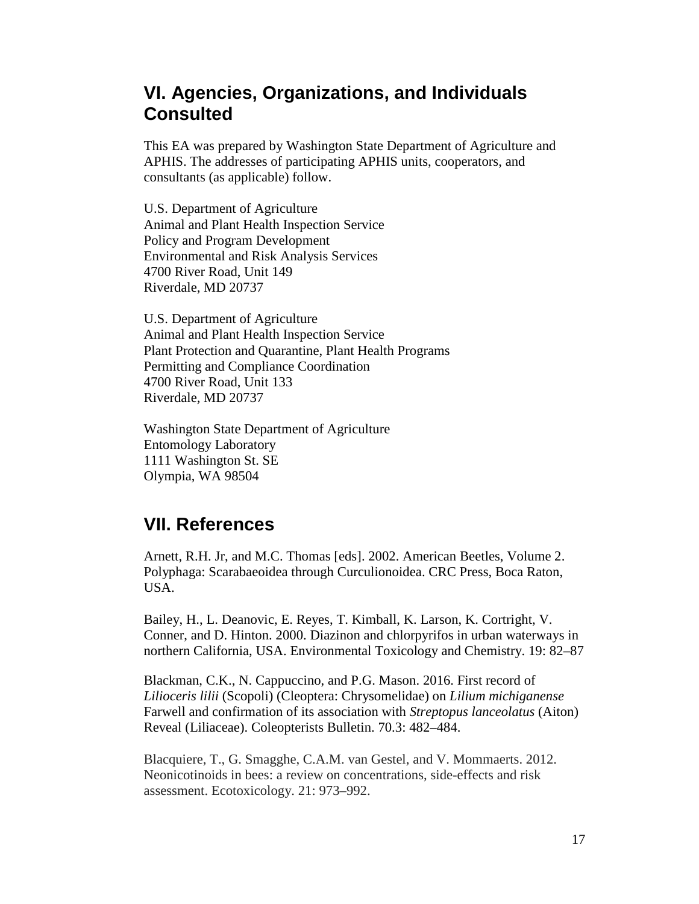## VI. Agencies, Organizations, and Individuals Consulted

This EA was prepared by Washington State Department of Agriculture and APHIS. The addresses of participating APHIS units, cooperators, and consultants (as applicable) follow.

U.S. Department of Agriculture
Animal and Plant Health Inspection Service
Policy and Program Development
Environmental and Risk Analysis Services
4700 River Road, Unit 149
Riverdale, MD 20737

U.S. Department of Agriculture
Animal and Plant Health Inspection Service
Plant Protection and Quarantine, Plant Health Programs
Permitting and Compliance Coordination
4700 River Road, Unit 133
Riverdale, MD 20737

Washington State Department of Agriculture
Entomology Laboratory
1111 Washington St. SE
Olympia, WA 98504

## VII. References

Arnett, R.H. Jr, and M.C. Thomas [eds]. 2002. American Beetles, Volume 2. Polyphaga: Scarabaeoidea through Curculionoidea. CRC Press, Boca Raton, USA.

Bailey, H., L. Deanovic, E. Reyes, T. Kimball, K. Larson, K. Cortright, V. Conner, and D. Hinton. 2000. Diazinon and chlorpyrifos in urban waterways in northern California, USA. Environmental Toxicology and Chemistry. 19: 82–87

Blackman, C.K., N. Cappuccino, and P.G. Mason. 2016. First record of *Lilioceris lilii* (Scopoli) (Cleoptera: Chrysomelidae) on *Lilium michiganense* Farwell and confirmation of its association with *Streptopus lanceolatus* (Aiton) Reveal (Liliaceae). Coleopterists Bulletin. 70.3: 482–484.

Blacquiere, T., G. Smagghe, C.A.M. van Gestel, and V. Mommaerts. 2012. Neonicotinoids in bees: a review on concentrations, side-effects and risk assessment. Ecotoxicology. 21: 973–992.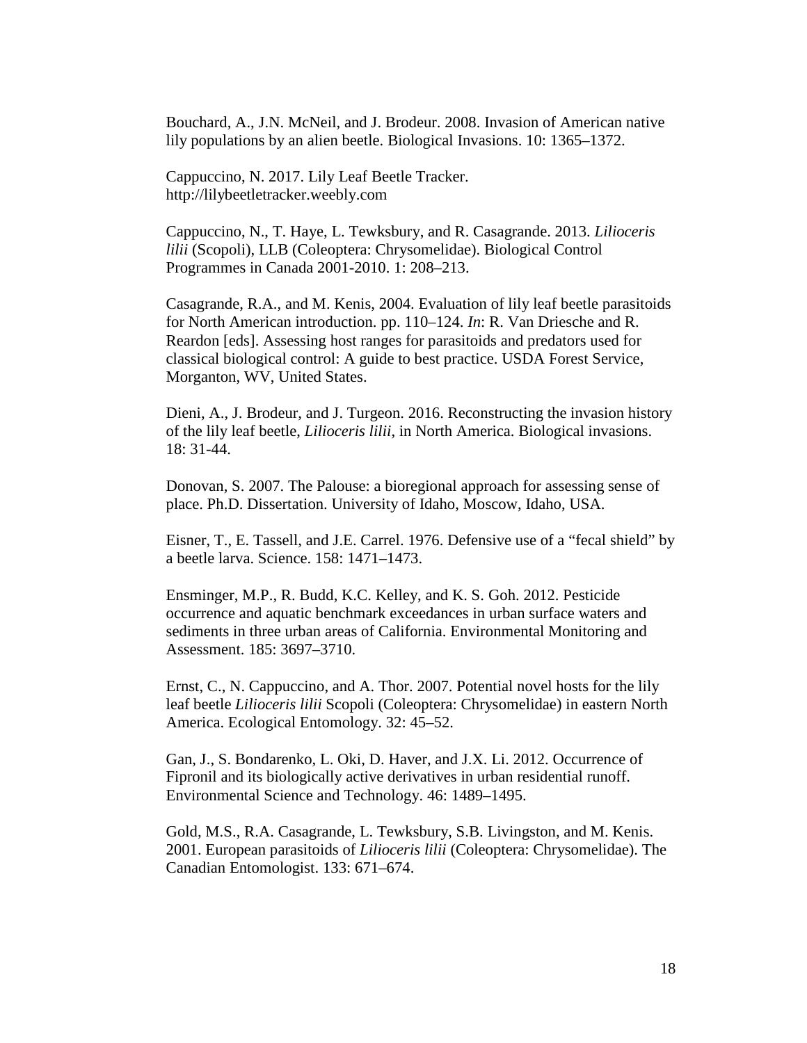Bouchard, A., J.N. McNeil, and J. Brodeur. 2008. Invasion of American native lily populations by an alien beetle. Biological Invasions. 10: 1365–1372.

Cappuccino, N. 2017. Lily Leaf Beetle Tracker. http://lilybeetletracker.weebly.com

Cappuccino, N., T. Haye, L. Tewksbury, and R. Casagrande. 2013. *Lilioceris lilii* (Scopoli), LLB (Coleoptera: Chrysomelidae). Biological Control Programmes in Canada 2001-2010. 1: 208–213.

Casagrande, R.A., and M. Kenis, 2004. Evaluation of lily leaf beetle parasitoids for North American introduction. pp. 110–124. *In*: R. Van Driesche and R. Reardon [eds]. Assessing host ranges for parasitoids and predators used for classical biological control: A guide to best practice. USDA Forest Service, Morganton, WV, United States.

Dieni, A., J. Brodeur, and J. Turgeon. 2016. Reconstructing the invasion history of the lily leaf beetle, *Lilioceris lilii*, in North America. Biological invasions. 18: 31-44.

Donovan, S. 2007. The Palouse: a bioregional approach for assessing sense of place. Ph.D. Dissertation. University of Idaho, Moscow, Idaho, USA.

Eisner, T., E. Tassell, and J.E. Carrel. 1976. Defensive use of a "fecal shield" by a beetle larva. Science. 158: 1471–1473.

Ensminger, M.P., R. Budd, K.C. Kelley, and K. S. Goh. 2012. Pesticide occurrence and aquatic benchmark exceedances in urban surface waters and sediments in three urban areas of California. Environmental Monitoring and Assessment. 185: 3697–3710.

Ernst, C., N. Cappuccino, and A. Thor. 2007. Potential novel hosts for the lily leaf beetle *Lilioceris lilii* Scopoli (Coleoptera: Chrysomelidae) in eastern North America. Ecological Entomology. 32: 45–52.

Gan, J., S. Bondarenko, L. Oki, D. Haver, and J.X. Li. 2012. Occurrence of Fipronil and its biologically active derivatives in urban residential runoff. Environmental Science and Technology. 46: 1489–1495.

Gold, M.S., R.A. Casagrande, L. Tewksbury, S.B. Livingston, and M. Kenis. 2001. European parasitoids of *Lilioceris lilii* (Coleoptera: Chrysomelidae). The Canadian Entomologist. 133: 671–674.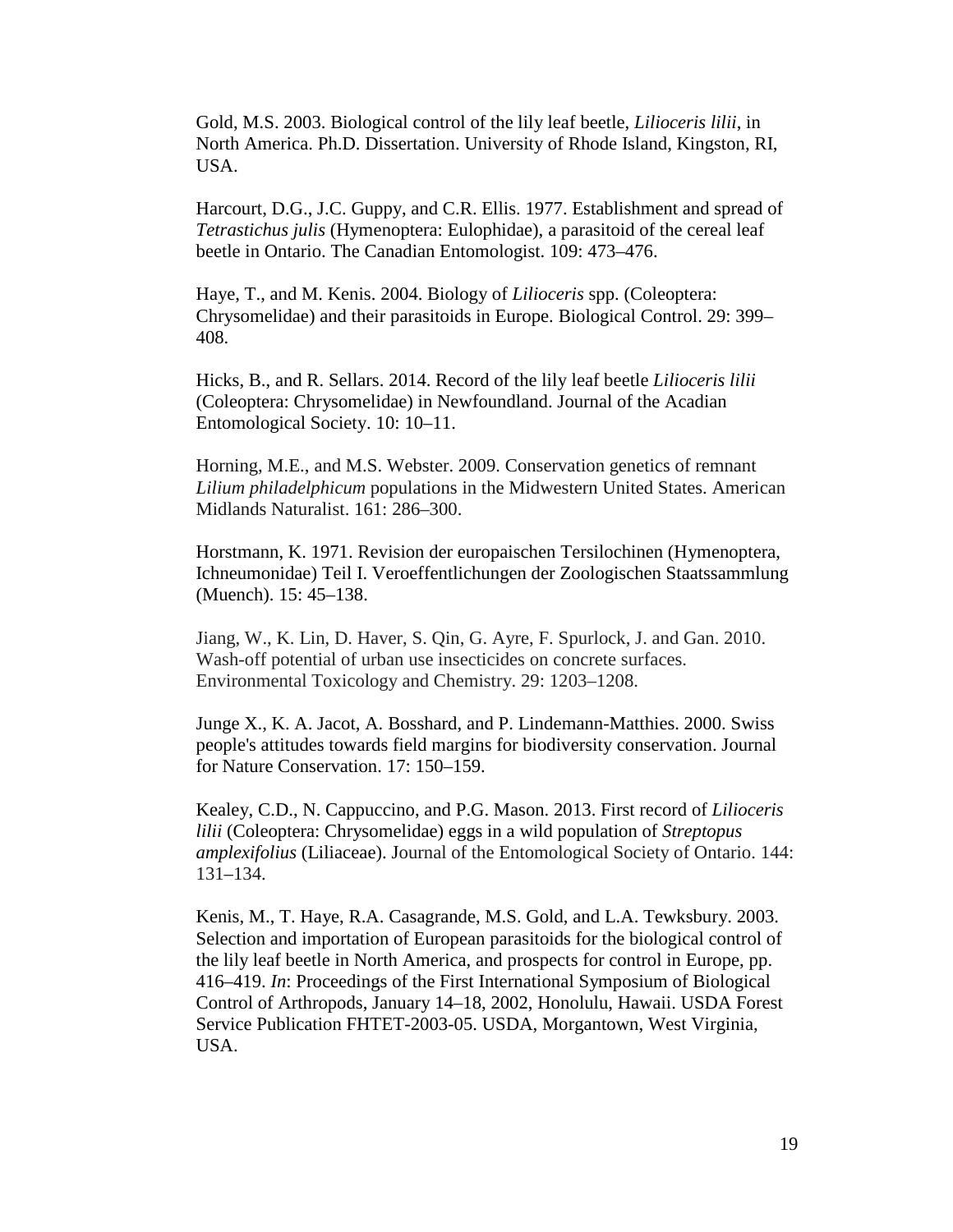Gold, M.S. 2003. Biological control of the lily leaf beetle, *Lilioceris lilii*, in North America. Ph.D. Dissertation. University of Rhode Island, Kingston, RI, USA.

Harcourt, D.G., J.C. Guppy, and C.R. Ellis. 1977. Establishment and spread of *Tetrastichus julis* (Hymenoptera: Eulophidae), a parasitoid of the cereal leaf beetle in Ontario. The Canadian Entomologist. 109: 473–476.

Haye, T., and M. Kenis. 2004. Biology of *Lilioceris* spp. (Coleoptera: Chrysomelidae) and their parasitoids in Europe. Biological Control. 29: 399–408.

Hicks, B., and R. Sellars. 2014. Record of the lily leaf beetle *Lilioceris lilii* (Coleoptera: Chrysomelidae) in Newfoundland. Journal of the Acadian Entomological Society. 10: 10–11.

Horning, M.E., and M.S. Webster. 2009. Conservation genetics of remnant *Lilium philadelphicum* populations in the Midwestern United States. American Midlands Naturalist. 161: 286–300.

Horstmann, K. 1971. Revision der europaischen Tersilochinen (Hymenoptera, Ichneumonidae) Teil I. Veroeffentlichungen der Zoologischen Staatssammlung (Muench). 15: 45–138.

Jiang, W., K. Lin, D. Haver, S. Qin, G. Ayre, F. Spurlock, J. and Gan. 2010. Wash-off potential of urban use insecticides on concrete surfaces. Environmental Toxicology and Chemistry. 29: 1203–1208.

Junge X., K. A. Jacot, A. Bosshard, and P. Lindemann-Matthies. 2000. Swiss people's attitudes towards field margins for biodiversity conservation. Journal for Nature Conservation. 17: 150–159.

Kealey, C.D., N. Cappuccino, and P.G. Mason. 2013. First record of *Lilioceris lilii* (Coleoptera: Chrysomelidae) eggs in a wild population of *Streptopus amplexifolius* (Liliaceae). Journal of the Entomological Society of Ontario. 144: 131–134.

Kenis, M., T. Haye, R.A. Casagrande, M.S. Gold, and L.A. Tewksbury. 2003. Selection and importation of European parasitoids for the biological control of the lily leaf beetle in North America, and prospects for control in Europe, pp. 416–419. *In*: Proceedings of the First International Symposium of Biological Control of Arthropods, January 14–18, 2002, Honolulu, Hawaii. USDA Forest Service Publication FHTET-2003-05. USDA, Morgantown, West Virginia, USA.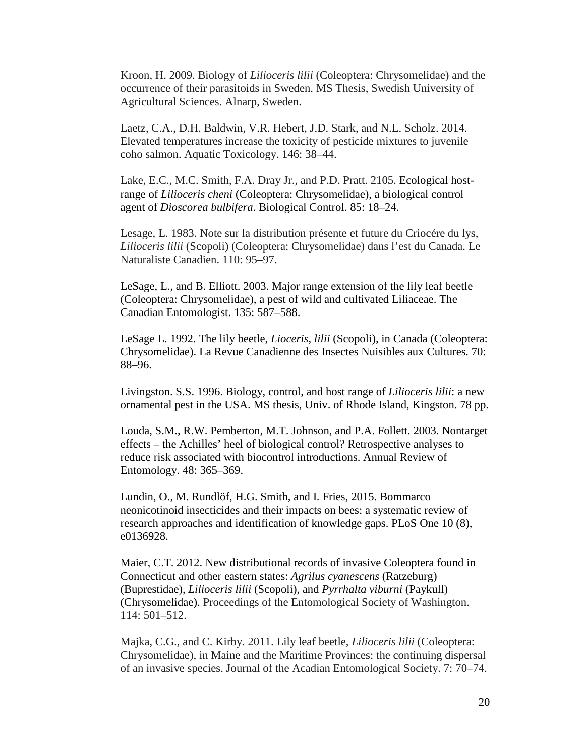Kroon, H. 2009. Biology of *Lilioceris lilii* (Coleoptera: Chrysomelidae) and the occurrence of their parasitoids in Sweden. MS Thesis, Swedish University of Agricultural Sciences. Alnarp, Sweden.

Laetz, C.A., D.H. Baldwin, V.R. Hebert, J.D. Stark, and N.L. Scholz. 2014. Elevated temperatures increase the toxicity of pesticide mixtures to juvenile coho salmon. Aquatic Toxicology. 146: 38–44.

Lake, E.C., M.C. Smith, F.A. Dray Jr., and P.D. Pratt. 2105. Ecological host-range of *Lilioceris cheni* (Coleoptera: Chrysomelidae), a biological control agent of *Dioscorea bulbifera*. Biological Control. 85: 18–24.

Lesage, L. 1983. Note sur la distribution présente et future du Criocére du lys, *Lilioceris lilii* (Scopoli) (Coleoptera: Chrysomelidae) dans l'est du Canada. Le Naturaliste Canadien. 110: 95–97.

LeSage, L., and B. Elliott. 2003. Major range extension of the lily leaf beetle (Coleoptera: Chrysomelidae), a pest of wild and cultivated Liliaceae. The Canadian Entomologist. 135: 587–588.

LeSage L. 1992. The lily beetle, *Lioceris, lilii* (Scopoli), in Canada (Coleoptera: Chrysomelidae). La Revue Canadienne des Insectes Nuisibles aux Cultures. 70: 88–96.

Livingston. S.S. 1996. Biology, control, and host range of *Lilioceris lilii*: a new ornamental pest in the USA. MS thesis, Univ. of Rhode Island, Kingston. 78 pp.

Louda, S.M., R.W. Pemberton, M.T. Johnson, and P.A. Follett. 2003. Nontarget effects – the Achilles' heel of biological control? Retrospective analyses to reduce risk associated with biocontrol introductions. Annual Review of Entomology. 48: 365–369.

Lundin, O., M. Rundlöf, H.G. Smith, and I. Fries, 2015. Bommarco neonicotinoid insecticides and their impacts on bees: a systematic review of research approaches and identification of knowledge gaps. PLoS One 10 (8), e0136928.

Maier, C.T. 2012. New distributional records of invasive Coleoptera found in Connecticut and other eastern states: *Agrilus cyanescens* (Ratzeburg) (Buprestidae), *Lilioceris lilii* (Scopoli), and *Pyrrhalta viburni* (Paykull) (Chrysomelidae). Proceedings of the Entomological Society of Washington. 114: 501–512.

Majka, C.G., and C. Kirby. 2011. Lily leaf beetle, *Lilioceris lilii* (Coleoptera: Chrysomelidae), in Maine and the Maritime Provinces: the continuing dispersal of an invasive species. Journal of the Acadian Entomological Society. 7: 70–74.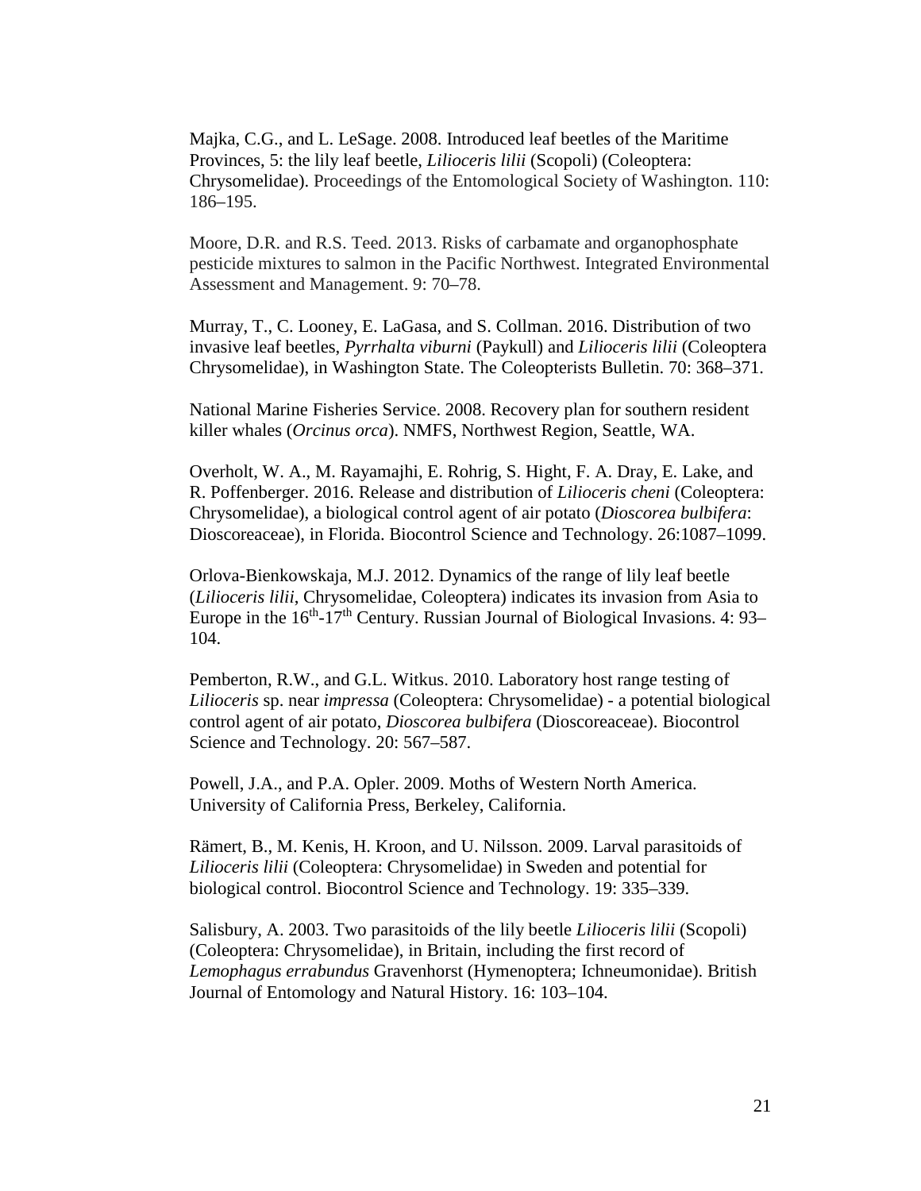Majka, C.G., and L. LeSage. 2008. Introduced leaf beetles of the Maritime Provinces, 5: the lily leaf beetle, *Lilioceris lilii* (Scopoli) (Coleoptera: Chrysomelidae). Proceedings of the Entomological Society of Washington. 110: 186–195.

Moore, D.R. and R.S. Teed. 2013. Risks of carbamate and organophosphate pesticide mixtures to salmon in the Pacific Northwest. Integrated Environmental Assessment and Management. 9: 70–78.

Murray, T., C. Looney, E. LaGasa, and S. Collman. 2016. Distribution of two invasive leaf beetles, *Pyrrhalta viburni* (Paykull) and *Lilioceris lilii* (Coleoptera Chrysomelidae), in Washington State. The Coleopterists Bulletin. 70: 368–371.

National Marine Fisheries Service. 2008. Recovery plan for southern resident killer whales (*Orcinus orca*). NMFS, Northwest Region, Seattle, WA.

Overholt, W. A., M. Rayamajhi, E. Rohrig, S. Hight, F. A. Dray, E. Lake, and R. Poffenberger. 2016. Release and distribution of *Lilioceris cheni* (Coleoptera: Chrysomelidae), a biological control agent of air potato (*Dioscorea bulbifera*: Dioscoreaceae), in Florida. Biocontrol Science and Technology. 26:1087–1099.

Orlova-Bienkowskaja, M.J. 2012. Dynamics of the range of lily leaf beetle (*Lilioceris lilii*, Chrysomelidae, Coleoptera) indicates its invasion from Asia to Europe in the 16$^{th}$-17$^{th}$ Century. Russian Journal of Biological Invasions. 4: 93–104.

Pemberton, R.W., and G.L. Witkus. 2010. Laboratory host range testing of *Lilioceris* sp. near *impressa* (Coleoptera: Chrysomelidae) - a potential biological control agent of air potato, *Dioscorea bulbifera* (Dioscoreaceae). Biocontrol Science and Technology. 20: 567–587.

Powell, J.A., and P.A. Opler. 2009. Moths of Western North America. University of California Press, Berkeley, California.

Rämert, B., M. Kenis, H. Kroon, and U. Nilsson. 2009. Larval parasitoids of *Lilioceris lilii* (Coleoptera: Chrysomelidae) in Sweden and potential for biological control. Biocontrol Science and Technology. 19: 335–339.

Salisbury, A. 2003. Two parasitoids of the lily beetle *Lilioceris lilii* (Scopoli) (Coleoptera: Chrysomelidae), in Britain, including the first record of *Lemophagus errabundus* Gravenhorst (Hymenoptera; Ichneumonidae). British Journal of Entomology and Natural History. 16: 103–104.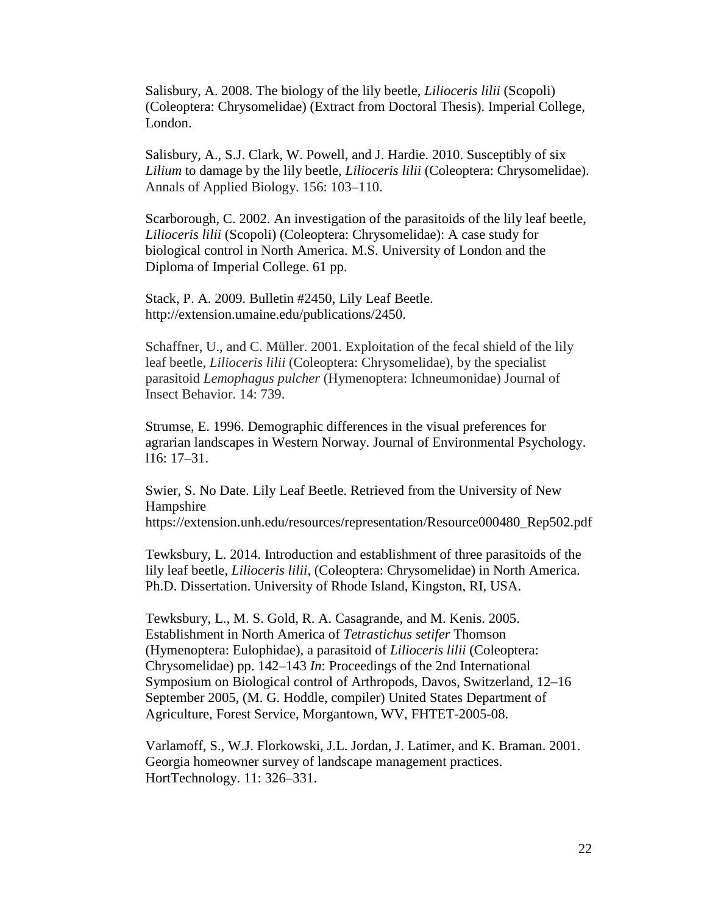Salisbury, A. 2008. The biology of the lily beetle, *Lilioceris lilii* (Scopoli) (Coleoptera: Chrysomelidae) (Extract from Doctoral Thesis). Imperial College, London.

Salisbury, A., S.J. Clark, W. Powell, and J. Hardie. 2010. Susceptibly of six *Lilium* to damage by the lily beetle, *Lilioceris lilii* (Coleoptera: Chrysomelidae). Annals of Applied Biology. 156: 103–110.

Scarborough, C. 2002. An investigation of the parasitoids of the lily leaf beetle, *Lilioceris lilii* (Scopoli) (Coleoptera: Chrysomelidae): A case study for biological control in North America. M.S. University of London and the Diploma of Imperial College. 61 pp.

Stack, P. A. 2009. Bulletin #2450, Lily Leaf Beetle. http://extension.umaine.edu/publications/2450.

Schaffner, U., and C. Müller. 2001. Exploitation of the fecal shield of the lily leaf beetle, *Lilioceris lilii* (Coleoptera: Chrysomelidae), by the specialist parasitoid *Lemophagus pulcher* (Hymenoptera: Ichneumonidae) Journal of Insect Behavior. 14: 739.

Strumse, E. 1996. Demographic differences in the visual preferences for agrarian landscapes in Western Norway. Journal of Environmental Psychology. l16: 17–31.

Swier, S. No Date. Lily Leaf Beetle. Retrieved from the University of New Hampshire https://extension.unh.edu/resources/representation/Resource000480_Rep502.pdf

Tewksbury, L. 2014. Introduction and establishment of three parasitoids of the lily leaf beetle, *Lilioceris lilii*, (Coleoptera: Chrysomelidae) in North America. Ph.D. Dissertation. University of Rhode Island, Kingston, RI, USA.

Tewksbury, L., M. S. Gold, R. A. Casagrande, and M. Kenis. 2005. Establishment in North America of *Tetrastichus setifer* Thomson (Hymenoptera: Eulophidae), a parasitoid of *Lilioceris lilii* (Coleoptera: Chrysomelidae) pp. 142–143 *In*: Proceedings of the 2nd International Symposium on Biological control of Arthropods, Davos, Switzerland, 12–16 September 2005, (M. G. Hoddle, compiler) United States Department of Agriculture, Forest Service, Morgantown, WV, FHTET-2005-08.

Varlamoff, S., W.J. Florkowski, J.L. Jordan, J. Latimer, and K. Braman. 2001. Georgia homeowner survey of landscape management practices. HortTechnology. 11: 326–331.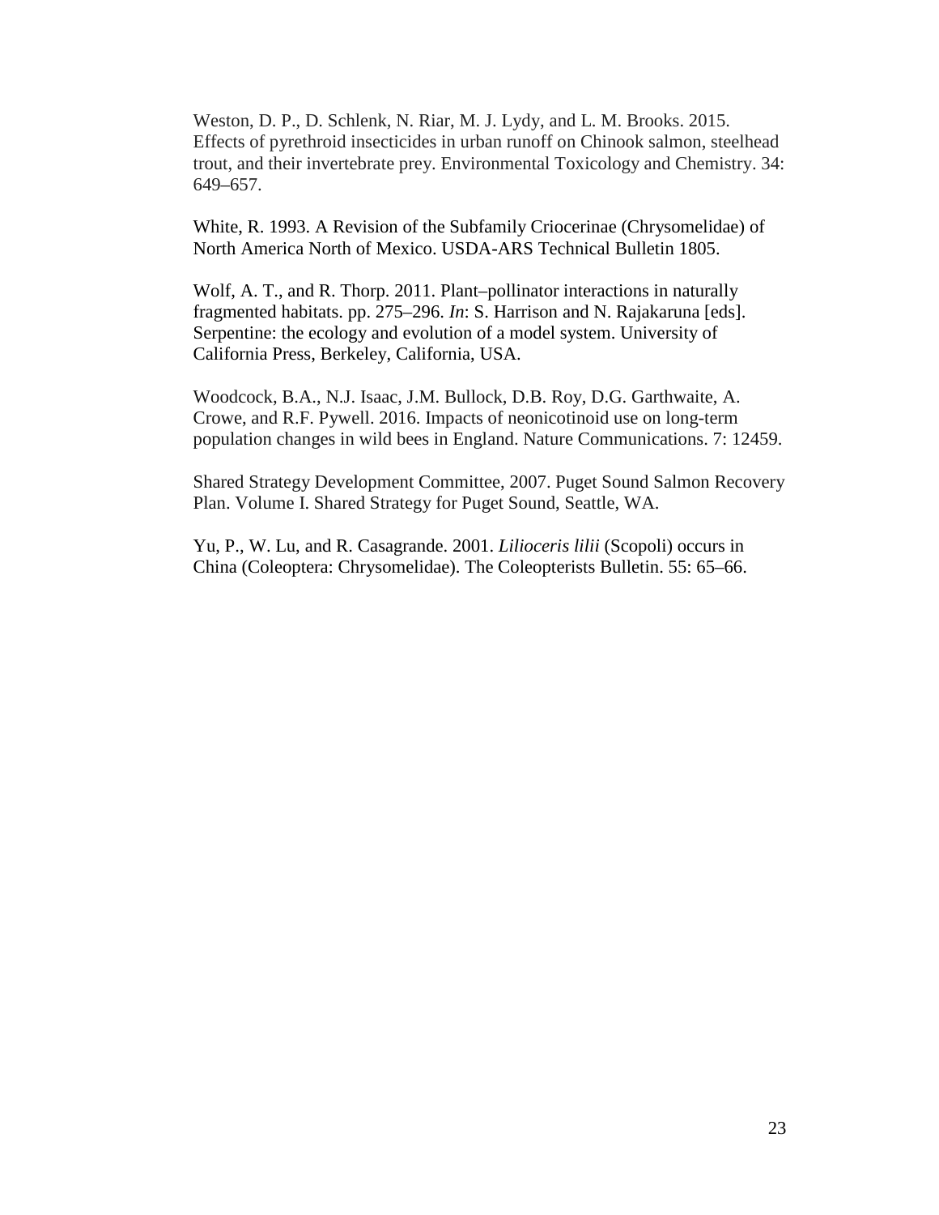Weston, D. P., D. Schlenk, N. Riar, M. J. Lydy, and L. M. Brooks. 2015. Effects of pyrethroid insecticides in urban runoff on Chinook salmon, steelhead trout, and their invertebrate prey. Environmental Toxicology and Chemistry. 34: 649–657.

White, R. 1993. A Revision of the Subfamily Criocerinae (Chrysomelidae) of North America North of Mexico. USDA-ARS Technical Bulletin 1805.

Wolf, A. T., and R. Thorp. 2011. Plant–pollinator interactions in naturally fragmented habitats. pp. 275–296. *In*: S. Harrison and N. Rajakaruna [eds]. Serpentine: the ecology and evolution of a model system. University of California Press, Berkeley, California, USA.

Woodcock, B.A., N.J. Isaac, J.M. Bullock, D.B. Roy, D.G. Garthwaite, A. Crowe, and R.F. Pywell. 2016. Impacts of neonicotinoid use on long-term population changes in wild bees in England. Nature Communications. 7: 12459.

Shared Strategy Development Committee, 2007. Puget Sound Salmon Recovery Plan. Volume I. Shared Strategy for Puget Sound, Seattle, WA.

Yu, P., W. Lu, and R. Casagrande. 2001. *Lilioceris lilii* (Scopoli) occurs in China (Coleoptera: Chrysomelidae). The Coleopterists Bulletin. 55: 65–66.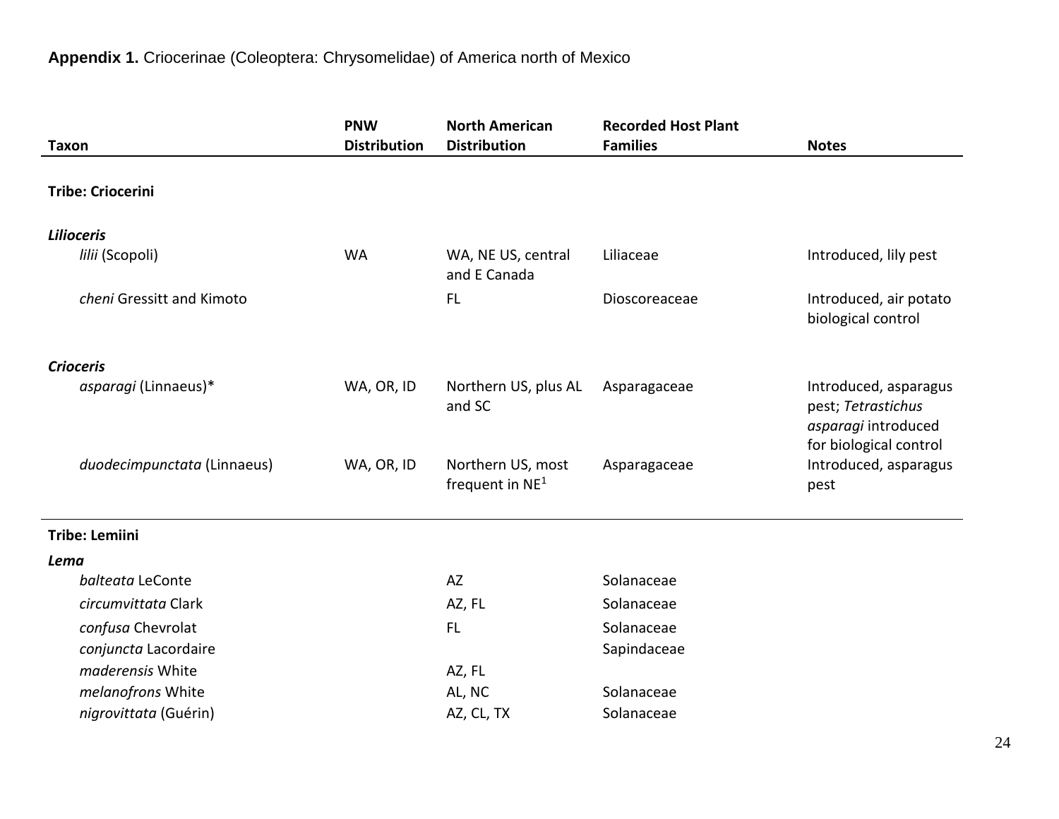**Appendix 1.** Criocerinae (Coleoptera: Chrysomelidae) of America north of Mexico

| Taxon | PNW Distribution | North American Distribution | Recorded Host Plant Families | Notes |
|---|---|---|---|---|
| **Tribe: Criocerini** | | | | |
| ***Lilioceris*** | | | | |
| *lilii* (Scopoli) | WA | WA, NE US, central and E Canada | Liliaceae | Introduced, lily pest |
| *cheni* Gressitt and Kimoto | | FL | Dioscoreaceae | Introduced, air potato biological control |
| ***Crioceris*** | | | | |
| *asparagi* (Linnaeus)* | WA, OR, ID | Northern US, plus AL and SC | Asparagaceae | Introduced, asparagus pest; *Tetrastichus asparagi* introduced for biological control |
| *duodecimpunctata* (Linnaeus) | WA, OR, ID | Northern US, most frequent in NE[1] | Asparagaceae | Introduced, asparagus pest |
| **Tribe: Lemiini** | | | | |
| ***Lema*** | | | | |
| *balteata* LeConte | | AZ | Solanaceae | |
| *circumvittata* Clark | | AZ, FL | Solanaceae | |
| *confusa* Chevrolat | | FL | Solanaceae | |
| *conjuncta* Lacordaire | | | Sapindaceae | |
| *maderensis* White | | AZ, FL | | |
| *melanofrons* White | | AL, NC | Solanaceae | |
| *nigrovittata* (Guérin) | | AZ, CL, TX | Solanaceae | |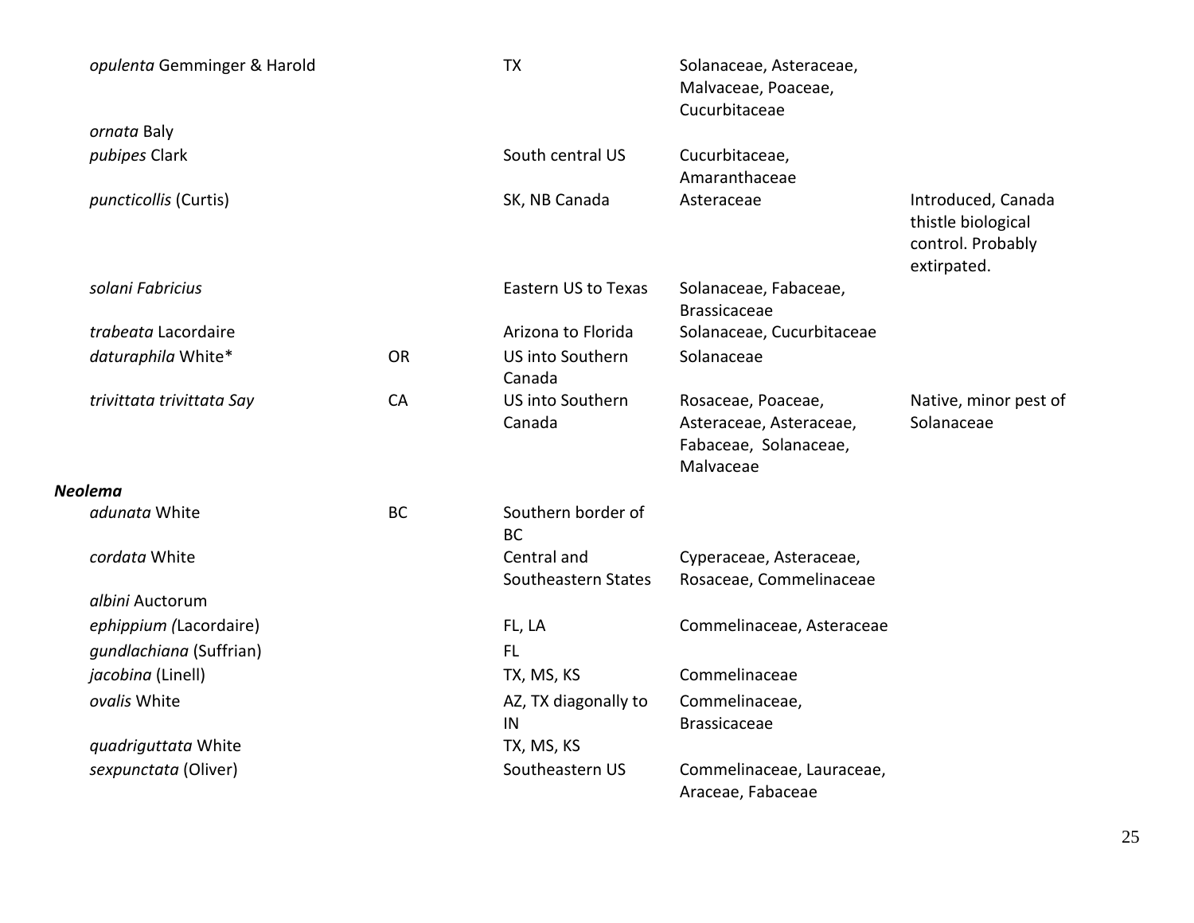| | | | | |
|---|---|---|---|---|
| *opulenta* Gemminger & Harold | | TX | Solanaceae, Asteraceae, Malvaceae, Poaceae, Cucurbitaceae | |
| *ornata* Baly | | | | |
| *pubipes* Clark | | South central US | Cucurbitaceae, Amaranthaceae | |
| *puncticollis* (Curtis) | | SK, NB Canada | Asteraceae | Introduced, Canada thistle biological control. Probably extirpated. |
| *solani Fabricius* | | Eastern US to Texas | Solanaceae, Fabaceae, Brassicaceae | |
| *trabeata* Lacordaire | | Arizona to Florida | Solanaceae, Cucurbitaceae | |
| *daturaphila* White* | OR | US into Southern Canada | Solanaceae | |
| *trivittata trivittata Say* | CA | US into Southern Canada | Rosaceae, Poaceae, Asteraceae, Asteraceae, Fabaceae, Solanaceae, Malvaceae | Native, minor pest of Solanaceae |
| ***Neolema*** | | | | |
| *adunata* White | BC | Southern border of BC | | |
| *cordata* White | | Central and Southeastern States | Cyperaceae, Asteraceae, Rosaceae, Commelinaceae | |
| *albini* Auctorum | | | | |
| *ephippium (*Lacordaire) | | FL, LA | Commelinaceae, Asteraceae | |
| *gundlachiana* (Suffrian) | | FL | | |
| *jacobina* (Linell) | | TX, MS, KS | Commelinaceae | |
| *ovalis* White | | AZ, TX diagonally to IN | Commelinaceae, Brassicaceae | |
| *quadriguttata* White | | TX, MS, KS | | |
| *sexpunctata* (Oliver) | | Southeastern US | Commelinaceae, Lauraceae, Araceae, Fabaceae | |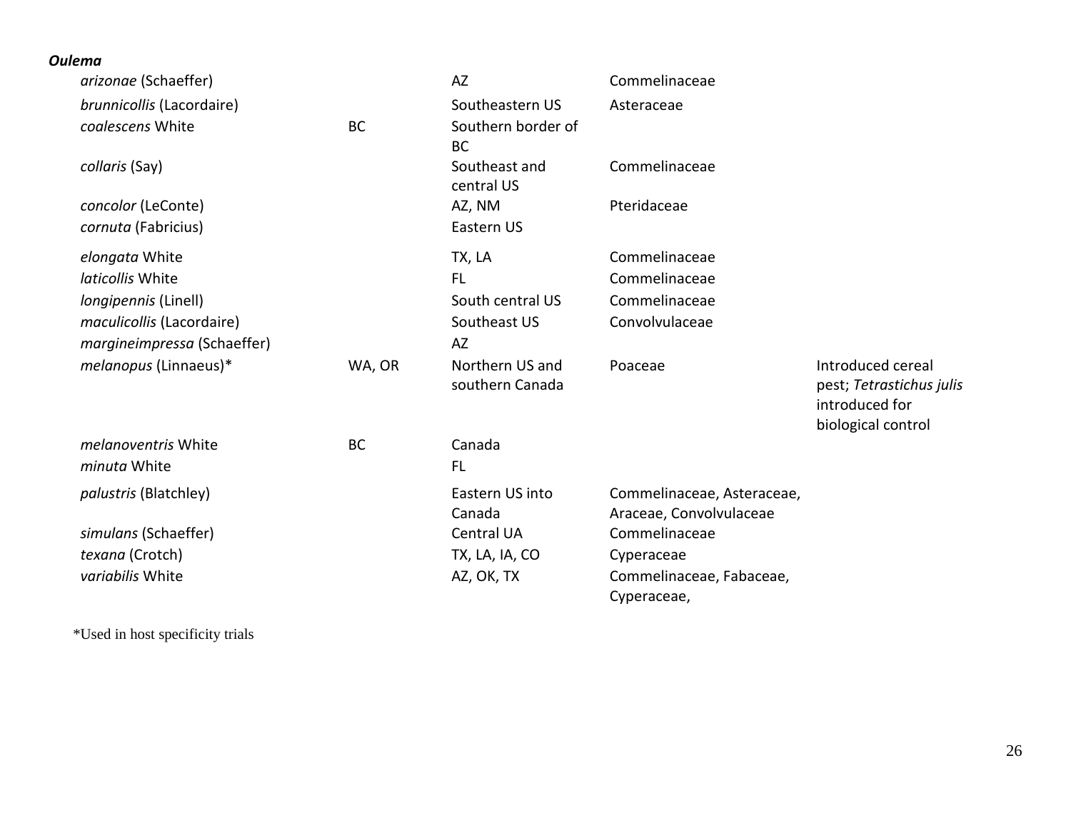***Oulema***

| | | | | |
|---|---|---|---|---|
| *arizonae* (Schaeffer) | | AZ | Commelinaceae | |
| *brunnicollis* (Lacordaire) | | Southeastern US | Asteraceae | |
| *coalescens* White | BC | Southern border of BC | | |
| *collaris* (Say) | | Southeast and central US | Commelinaceae | |
| *concolor* (LeConte) | | AZ, NM | Pteridaceae | |
| *cornuta* (Fabricius) | | Eastern US | | |
| *elongata* White | | TX, LA | Commelinaceae | |
| *laticollis* White | | FL | Commelinaceae | |
| *longipennis* (Linell) | | South central US | Commelinaceae | |
| *maculicollis* (Lacordaire) | | Southeast US | Convolvulaceae | |
| *margineimpressa* (Schaeffer) | | AZ | | |
| *melanopus* (Linnaeus)* | WA, OR | Northern US and southern Canada | Poaceae | Introduced cereal pest; *Tetrastichus julis* introduced for biological control |
| *melanoventris* White | BC | Canada | | |
| *minuta* White | | FL | | |
| *palustris* (Blatchley) | | Eastern US into Canada | Commelinaceae, Asteraceae, Araceae, Convolvulaceae | |
| *simulans* (Schaeffer) | | Central UA | Commelinaceae | |
| *texana* (Crotch) | | TX, LA, IA, CO | Cyperaceae | |
| *variabilis* White | | AZ, OK, TX | Commelinaceae, Fabaceae, Cyperaceae, | |

*Used in host specificity trials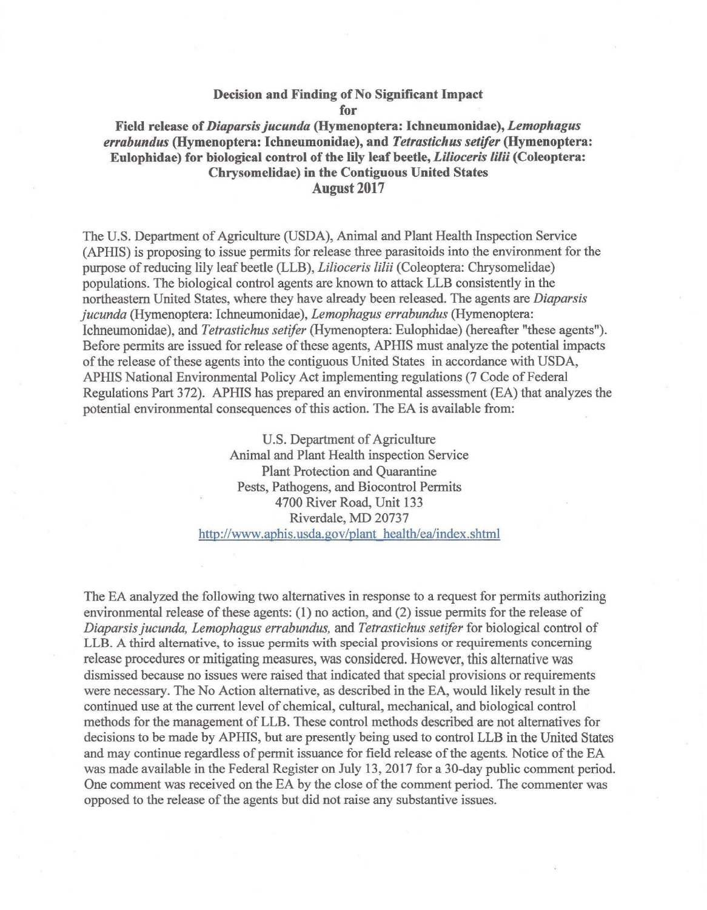**Decision and Finding of No Significant Impact**
**for**
**Field release of *Diaparsis jucunda* (Hymenoptera: Ichneumonidae), *Lemophagus errabundus* (Hymenoptera: Ichneumonidae), and *Tetrastichus setifer* (Hymenoptera: Eulophidae) for biological control of the lily leaf beetle, *Lilioceris lilii* (Coleoptera: Chrysomelidae) in the Contiguous United States**
**August 2017**

The U.S. Department of Agriculture (USDA), Animal and Plant Health Inspection Service (APHIS) is proposing to issue permits for release three parasitoids into the environment for the purpose of reducing lily leaf beetle (LLB), *Lilioceris lilii* (Coleoptera: Chrysomelidae) populations. The biological control agents are known to attack LLB consistently in the northeastern United States, where they have already been released. The agents are *Diaparsis jucunda* (Hymenoptera: Ichneumonidae), *Lemophagus errabundus* (Hymenoptera: Ichneumonidae), and *Tetrastichus setifer* (Hymenoptera: Eulophidae) (hereafter "these agents"). Before permits are issued for release of these agents, APHIS must analyze the potential impacts of the release of these agents into the contiguous United States in accordance with USDA, APHIS National Environmental Policy Act implementing regulations (7 Code of Federal Regulations Part 372). APHIS has prepared an environmental assessment (EA) that analyzes the potential environmental consequences of this action. The EA is available from:

U.S. Department of Agriculture
Animal and Plant Health inspection Service
Plant Protection and Quarantine
Pests, Pathogens, and Biocontrol Permits
4700 River Road, Unit 133
Riverdale, MD 20737
http://www.aphis.usda.gov/plant_health/ea/index.shtml

The EA analyzed the following two alternatives in response to a request for permits authorizing environmental release of these agents: (1) no action, and (2) issue permits for the release of *Diaparsis jucunda, Lemophagus errabundus,* and *Tetrastichus setifer* for biological control of LLB. A third alternative, to issue permits with special provisions or requirements concerning release procedures or mitigating measures, was considered. However, this alternative was dismissed because no issues were raised that indicated that special provisions or requirements were necessary. The No Action alternative, as described in the EA, would likely result in the continued use at the current level of chemical, cultural, mechanical, and biological control methods for the management of LLB. These control methods described are not alternatives for decisions to be made by APHIS, but are presently being used to control LLB in the United States and may continue regardless of permit issuance for field release of the agents. Notice of the EA was made available in the Federal Register on July 13, 2017 for a 30-day public comment period. One comment was received on the EA by the close of the comment period. The commenter was opposed to the release of the agents but did not raise any substantive issues.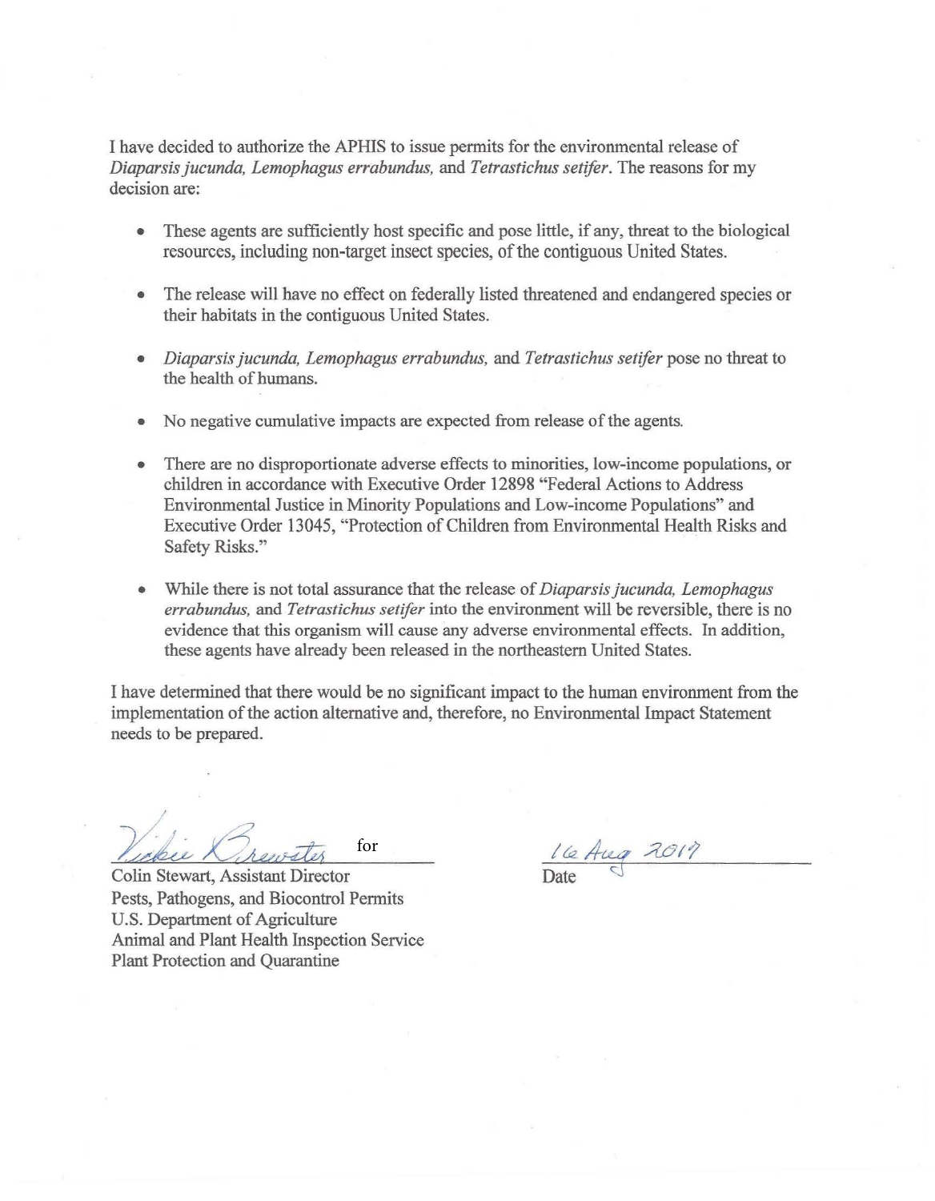I have decided to authorize the APHIS to issue permits for the environmental release of *Diaparsis jucunda, Lemophagus errabundus,* and *Tetrastichus setifer*. The reasons for my decision are:

- These agents are sufficiently host specific and pose little, if any, threat to the biological resources, including non-target insect species, of the contiguous United States.
- The release will have no effect on federally listed threatened and endangered species or their habitats in the contiguous United States.
- *Diaparsis jucunda, Lemophagus errabundus,* and *Tetrastichus setifer* pose no threat to the health of humans.
- No negative cumulative impacts are expected from release of the agents.
- There are no disproportionate adverse effects to minorities, low-income populations, or children in accordance with Executive Order 12898 "Federal Actions to Address Environmental Justice in Minority Populations and Low-income Populations" and Executive Order 13045, "Protection of Children from Environmental Health Risks and Safety Risks."
- While there is not total assurance that the release of *Diaparsis jucunda, Lemophagus errabundus,* and *Tetrastichus setifer* into the environment will be reversible, there is no evidence that this organism will cause any adverse environmental effects. In addition, these agents have already been released in the northeastern United States.

I have determined that there would be no significant impact to the human environment from the implementation of the action alternative and, therefore, no Environmental Impact Statement needs to be prepared.

Vickie Brewster for
Colin Stewart, Assistant Director
Pests, Pathogens, and Biocontrol Permits
U.S. Department of Agriculture
Animal and Plant Health Inspection Service
Plant Protection and Quarantine

16 Aug 2017
Date